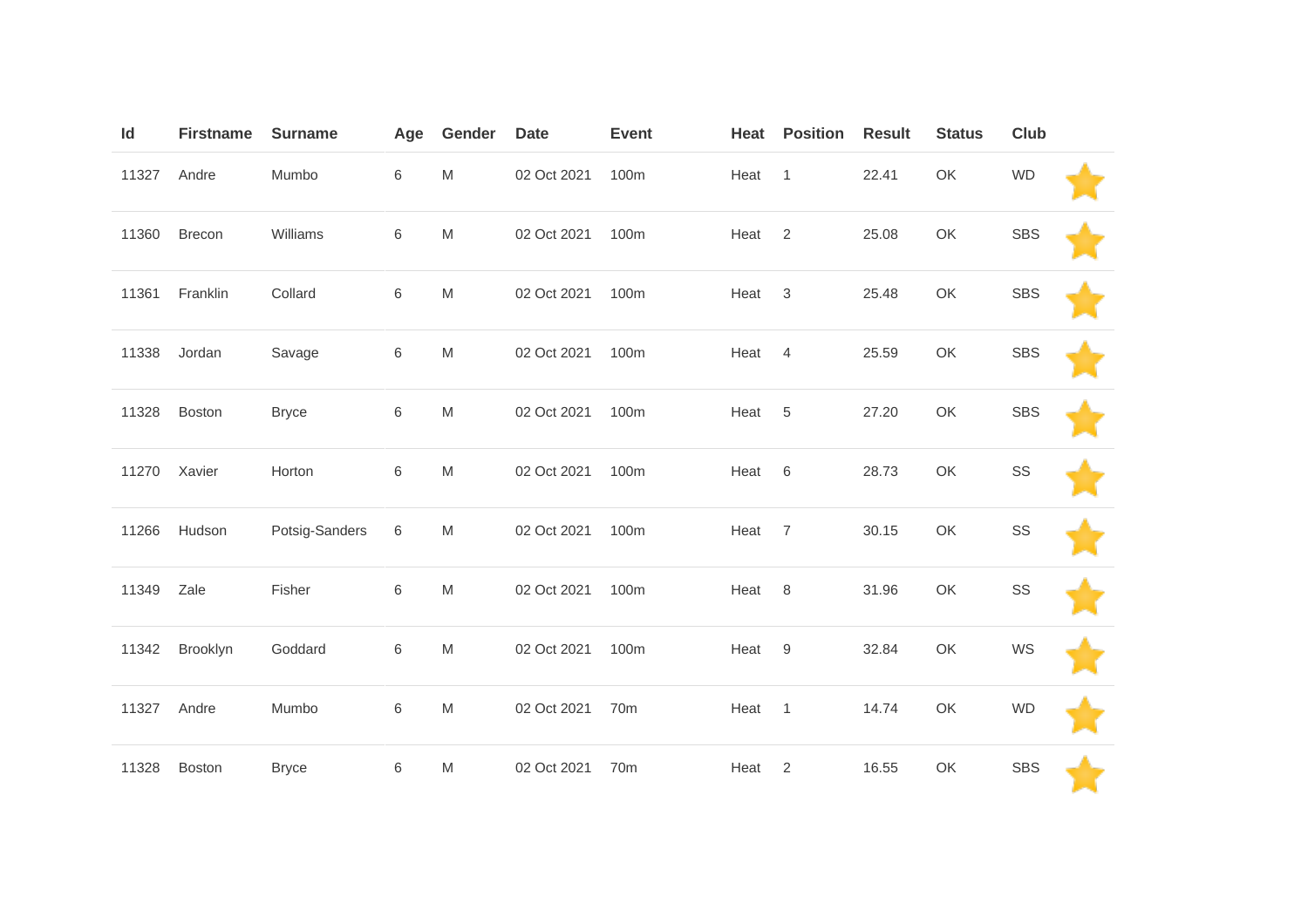| Id | Firstname | Surname | Age | Gender | Date | Event | Heat | Position | Result | Status | Club | |
|---|---|---|---|---|---|---|---|---|---|---|---|---|
| 11327 | Andre | Mumbo | 6 | M | 02 Oct 2021 | 100m | Heat | 1 | 22.41 | OK | WD | |
| 11360 | Brecon | Williams | 6 | M | 02 Oct 2021 | 100m | Heat | 2 | 25.08 | OK | SBS | |
| 11361 | Franklin | Collard | 6 | M | 02 Oct 2021 | 100m | Heat | 3 | 25.48 | OK | SBS | |
| 11338 | Jordan | Savage | 6 | M | 02 Oct 2021 | 100m | Heat | 4 | 25.59 | OK | SBS | |
| 11328 | Boston | Bryce | 6 | M | 02 Oct 2021 | 100m | Heat | 5 | 27.20 | OK | SBS | |
| 11270 | Xavier | Horton | 6 | M | 02 Oct 2021 | 100m | Heat | 6 | 28.73 | OK | SS | |
| 11266 | Hudson | Potsig-Sanders | 6 | M | 02 Oct 2021 | 100m | Heat | 7 | 30.15 | OK | SS | |
| 11349 | Zale | Fisher | 6 | M | 02 Oct 2021 | 100m | Heat | 8 | 31.96 | OK | SS | |
| 11342 | Brooklyn | Goddard | 6 | M | 02 Oct 2021 | 100m | Heat | 9 | 32.84 | OK | WS | |
| 11327 | Andre | Mumbo | 6 | M | 02 Oct 2021 | 70m | Heat | 1 | 14.74 | OK | WD | |
| 11328 | Boston | Bryce | 6 | M | 02 Oct 2021 | 70m | Heat | 2 | 16.55 | OK | SBS | |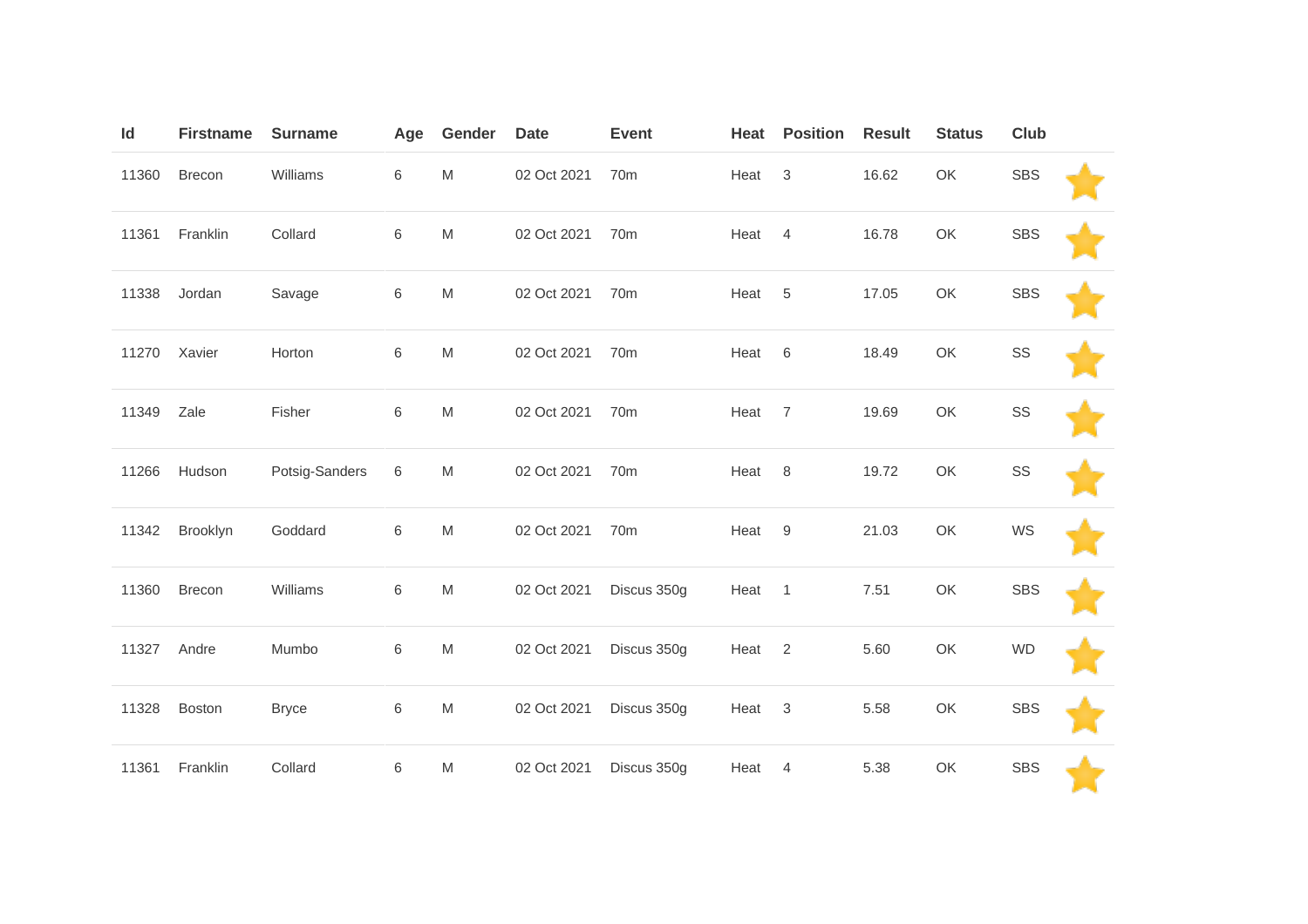| Id | Firstname | Surname | Age | Gender | Date | Event | Heat | Position | Result | Status | Club | |
|---|---|---|---|---|---|---|---|---|---|---|---|---|
| 11360 | Brecon | Williams | 6 | M | 02 Oct 2021 | 70m | Heat | 3 | 16.62 | OK | SBS | |
| 11361 | Franklin | Collard | 6 | M | 02 Oct 2021 | 70m | Heat | 4 | 16.78 | OK | SBS | |
| 11338 | Jordan | Savage | 6 | M | 02 Oct 2021 | 70m | Heat | 5 | 17.05 | OK | SBS | |
| 11270 | Xavier | Horton | 6 | M | 02 Oct 2021 | 70m | Heat | 6 | 18.49 | OK | SS | |
| 11349 | Zale | Fisher | 6 | M | 02 Oct 2021 | 70m | Heat | 7 | 19.69 | OK | SS | |
| 11266 | Hudson | Potsig-Sanders | 6 | M | 02 Oct 2021 | 70m | Heat | 8 | 19.72 | OK | SS | |
| 11342 | Brooklyn | Goddard | 6 | M | 02 Oct 2021 | 70m | Heat | 9 | 21.03 | OK | WS | |
| 11360 | Brecon | Williams | 6 | M | 02 Oct 2021 | Discus 350g | Heat | 1 | 7.51 | OK | SBS | |
| 11327 | Andre | Mumbo | 6 | M | 02 Oct 2021 | Discus 350g | Heat | 2 | 5.60 | OK | WD | |
| 11328 | Boston | Bryce | 6 | M | 02 Oct 2021 | Discus 350g | Heat | 3 | 5.58 | OK | SBS | |
| 11361 | Franklin | Collard | 6 | M | 02 Oct 2021 | Discus 350g | Heat | 4 | 5.38 | OK | SBS | |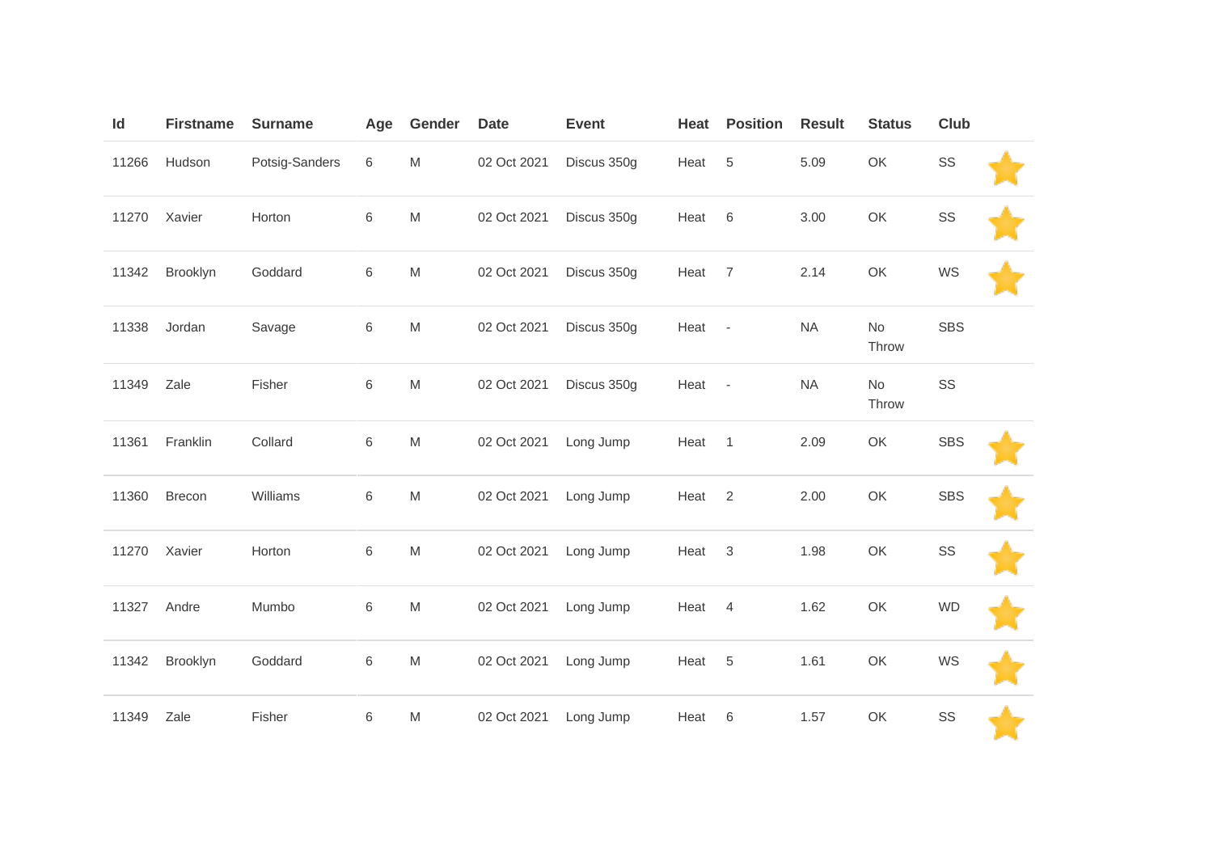| Id | Firstname | Surname | Age | Gender | Date | Event | Heat | Position | Result | Status | Club | |
|---|---|---|---|---|---|---|---|---|---|---|---|---|
| 11266 | Hudson | Potsig-Sanders | 6 | M | 02 Oct 2021 | Discus 350g | Heat | 5 | 5.09 | OK | SS | |
| 11270 | Xavier | Horton | 6 | M | 02 Oct 2021 | Discus 350g | Heat | 6 | 3.00 | OK | SS | |
| 11342 | Brooklyn | Goddard | 6 | M | 02 Oct 2021 | Discus 350g | Heat | 7 | 2.14 | OK | WS | |
| 11338 | Jordan | Savage | 6 | M | 02 Oct 2021 | Discus 350g | Heat | - | NA | No Throw | SBS | |
| 11349 | Zale | Fisher | 6 | M | 02 Oct 2021 | Discus 350g | Heat | - | NA | No Throw | SS | |
| 11361 | Franklin | Collard | 6 | M | 02 Oct 2021 | Long Jump | Heat | 1 | 2.09 | OK | SBS | |
| 11360 | Brecon | Williams | 6 | M | 02 Oct 2021 | Long Jump | Heat | 2 | 2.00 | OK | SBS | |
| 11270 | Xavier | Horton | 6 | M | 02 Oct 2021 | Long Jump | Heat | 3 | 1.98 | OK | SS | |
| 11327 | Andre | Mumbo | 6 | M | 02 Oct 2021 | Long Jump | Heat | 4 | 1.62 | OK | WD | |
| 11342 | Brooklyn | Goddard | 6 | M | 02 Oct 2021 | Long Jump | Heat | 5 | 1.61 | OK | WS | |
| 11349 | Zale | Fisher | 6 | M | 02 Oct 2021 | Long Jump | Heat | 6 | 1.57 | OK | SS | |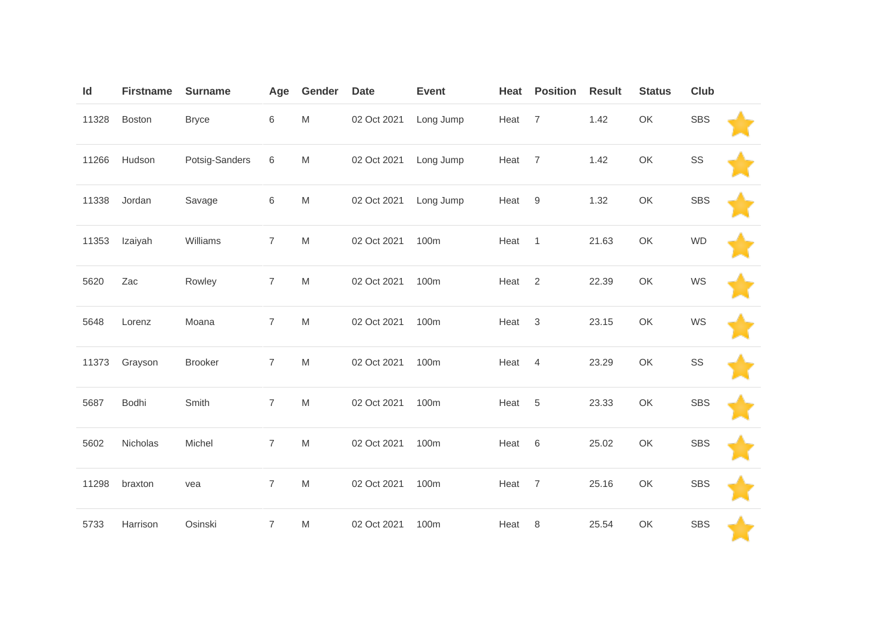| Id | Firstname | Surname | Age | Gender | Date | Event | Heat | Position | Result | Status | Club | |
|---|---|---|---|---|---|---|---|---|---|---|---|---|
| 11328 | Boston | Bryce | 6 | M | 02 Oct 2021 | Long Jump | Heat | 7 | 1.42 | OK | SBS | |
| 11266 | Hudson | Potsig-Sanders | 6 | M | 02 Oct 2021 | Long Jump | Heat | 7 | 1.42 | OK | SS | |
| 11338 | Jordan | Savage | 6 | M | 02 Oct 2021 | Long Jump | Heat | 9 | 1.32 | OK | SBS | |
| 11353 | Izaiyah | Williams | 7 | M | 02 Oct 2021 | 100m | Heat | 1 | 21.63 | OK | WD | |
| 5620 | Zac | Rowley | 7 | M | 02 Oct 2021 | 100m | Heat | 2 | 22.39 | OK | WS | |
| 5648 | Lorenz | Moana | 7 | M | 02 Oct 2021 | 100m | Heat | 3 | 23.15 | OK | WS | |
| 11373 | Grayson | Brooker | 7 | M | 02 Oct 2021 | 100m | Heat | 4 | 23.29 | OK | SS | |
| 5687 | Bodhi | Smith | 7 | M | 02 Oct 2021 | 100m | Heat | 5 | 23.33 | OK | SBS | |
| 5602 | Nicholas | Michel | 7 | M | 02 Oct 2021 | 100m | Heat | 6 | 25.02 | OK | SBS | |
| 11298 | braxton | vea | 7 | M | 02 Oct 2021 | 100m | Heat | 7 | 25.16 | OK | SBS | |
| 5733 | Harrison | Osinski | 7 | M | 02 Oct 2021 | 100m | Heat | 8 | 25.54 | OK | SBS | |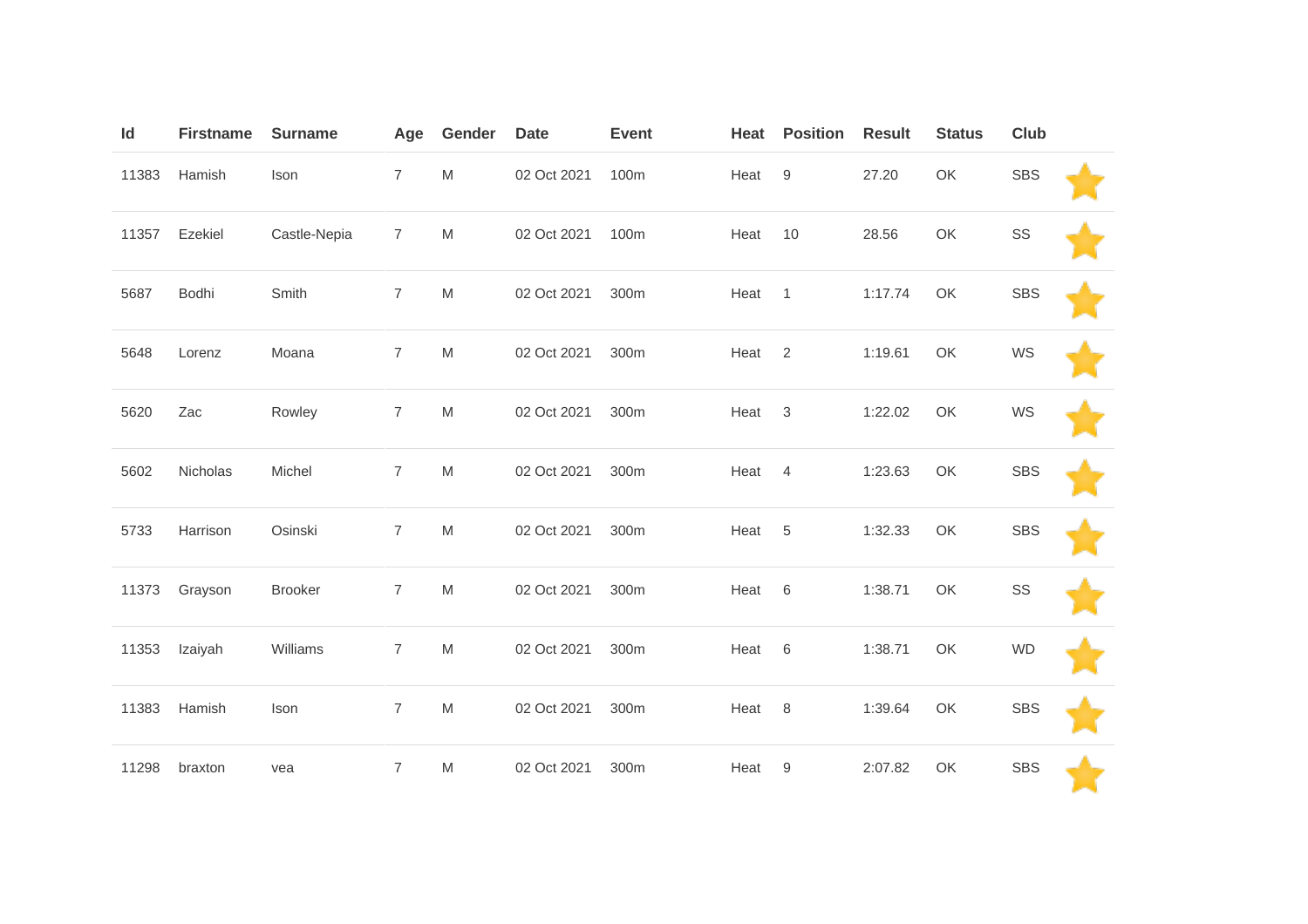| Id | Firstname | Surname | Age | Gender | Date | Event | Heat | Position | Result | Status | Club | |
|---|---|---|---|---|---|---|---|---|---|---|---|---|
| 11383 | Hamish | Ison | 7 | M | 02 Oct 2021 | 100m | Heat | 9 | 27.20 | OK | SBS | ⭐ |
| 11357 | Ezekiel | Castle-Nepia | 7 | M | 02 Oct 2021 | 100m | Heat | 10 | 28.56 | OK | SS | ⭐ |
| 5687 | Bodhi | Smith | 7 | M | 02 Oct 2021 | 300m | Heat | 1 | 1:17.74 | OK | SBS | ⭐ |
| 5648 | Lorenz | Moana | 7 | M | 02 Oct 2021 | 300m | Heat | 2 | 1:19.61 | OK | WS | ⭐ |
| 5620 | Zac | Rowley | 7 | M | 02 Oct 2021 | 300m | Heat | 3 | 1:22.02 | OK | WS | ⭐ |
| 5602 | Nicholas | Michel | 7 | M | 02 Oct 2021 | 300m | Heat | 4 | 1:23.63 | OK | SBS | ⭐ |
| 5733 | Harrison | Osinski | 7 | M | 02 Oct 2021 | 300m | Heat | 5 | 1:32.33 | OK | SBS | ⭐ |
| 11373 | Grayson | Brooker | 7 | M | 02 Oct 2021 | 300m | Heat | 6 | 1:38.71 | OK | SS | ⭐ |
| 11353 | Izaiyah | Williams | 7 | M | 02 Oct 2021 | 300m | Heat | 6 | 1:38.71 | OK | WD | ⭐ |
| 11383 | Hamish | Ison | 7 | M | 02 Oct 2021 | 300m | Heat | 8 | 1:39.64 | OK | SBS | ⭐ |
| 11298 | braxton | vea | 7 | M | 02 Oct 2021 | 300m | Heat | 9 | 2:07.82 | OK | SBS | ⭐ |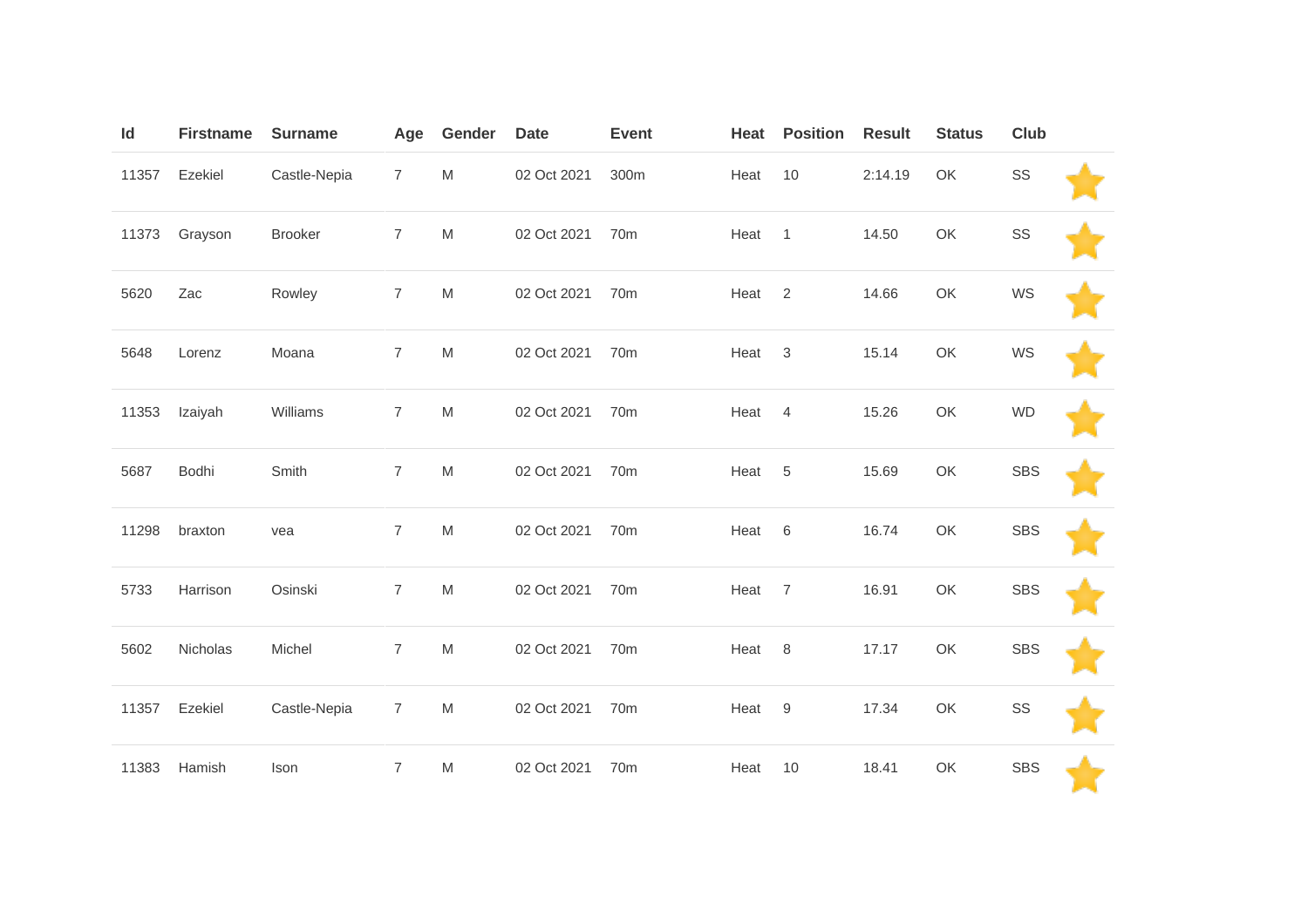| Id | Firstname | Surname | Age | Gender | Date | Event | Heat | Position | Result | Status | Club | |
|---|---|---|---|---|---|---|---|---|---|---|---|---|
| 11357 | Ezekiel | Castle-Nepia | 7 | M | 02 Oct 2021 | 300m | Heat | 10 | 2:14.19 | OK | SS | |
| 11373 | Grayson | Brooker | 7 | M | 02 Oct 2021 | 70m | Heat | 1 | 14.50 | OK | SS | |
| 5620 | Zac | Rowley | 7 | M | 02 Oct 2021 | 70m | Heat | 2 | 14.66 | OK | WS | |
| 5648 | Lorenz | Moana | 7 | M | 02 Oct 2021 | 70m | Heat | 3 | 15.14 | OK | WS | |
| 11353 | Izaiyah | Williams | 7 | M | 02 Oct 2021 | 70m | Heat | 4 | 15.26 | OK | WD | |
| 5687 | Bodhi | Smith | 7 | M | 02 Oct 2021 | 70m | Heat | 5 | 15.69 | OK | SBS | |
| 11298 | braxton | vea | 7 | M | 02 Oct 2021 | 70m | Heat | 6 | 16.74 | OK | SBS | |
| 5733 | Harrison | Osinski | 7 | M | 02 Oct 2021 | 70m | Heat | 7 | 16.91 | OK | SBS | |
| 5602 | Nicholas | Michel | 7 | M | 02 Oct 2021 | 70m | Heat | 8 | 17.17 | OK | SBS | |
| 11357 | Ezekiel | Castle-Nepia | 7 | M | 02 Oct 2021 | 70m | Heat | 9 | 17.34 | OK | SS | |
| 11383 | Hamish | Ison | 7 | M | 02 Oct 2021 | 70m | Heat | 10 | 18.41 | OK | SBS | |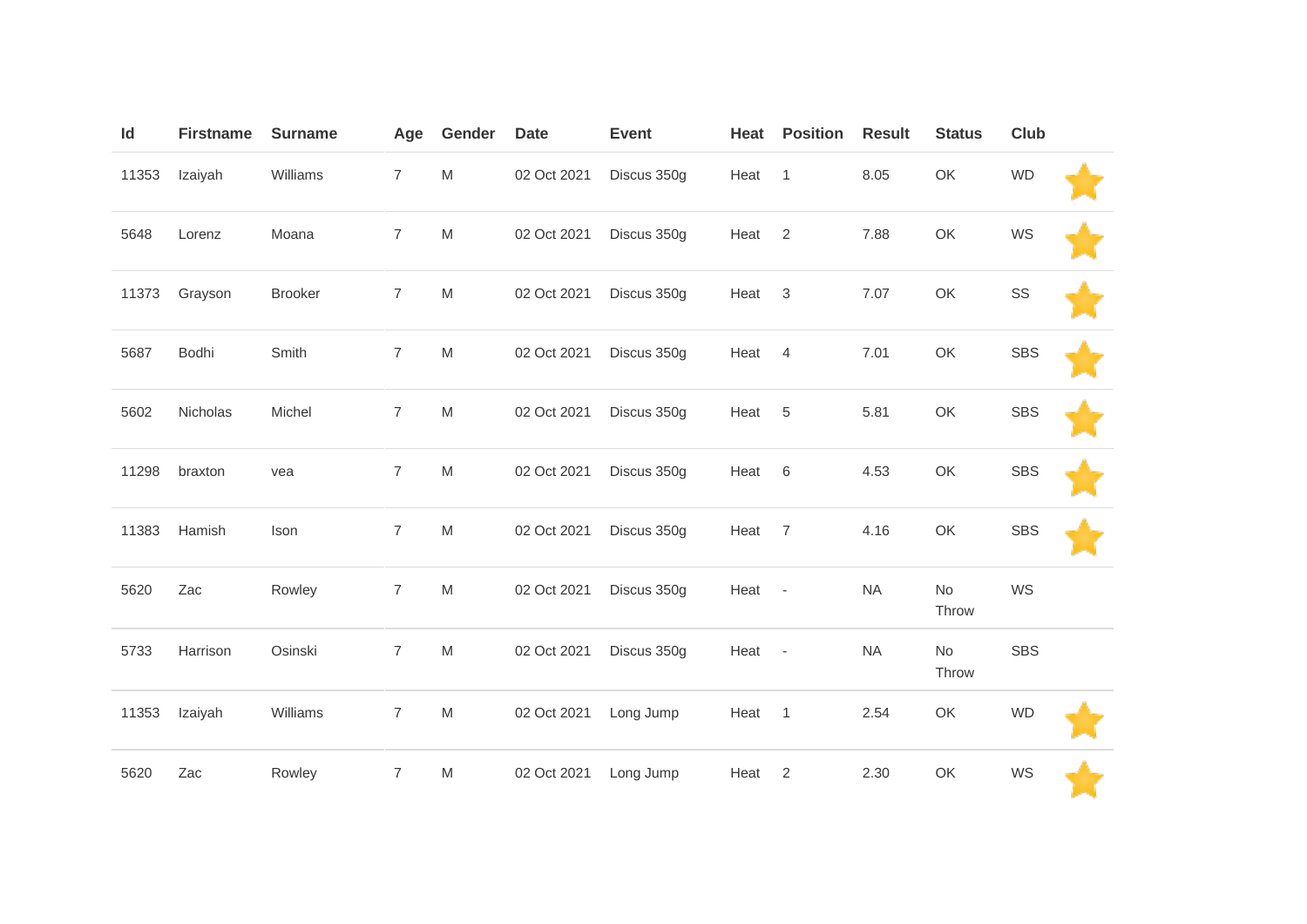| Id | Firstname | Surname | Age | Gender | Date | Event | Heat | Position | Result | Status | Club | |
|---|---|---|---|---|---|---|---|---|---|---|---|---|
| 11353 | Izaiyah | Williams | 7 | M | 02 Oct 2021 | Discus 350g | Heat | 1 | 8.05 | OK | WD | ⭐ |
| 5648 | Lorenz | Moana | 7 | M | 02 Oct 2021 | Discus 350g | Heat | 2 | 7.88 | OK | WS | ⭐ |
| 11373 | Grayson | Brooker | 7 | M | 02 Oct 2021 | Discus 350g | Heat | 3 | 7.07 | OK | SS | ⭐ |
| 5687 | Bodhi | Smith | 7 | M | 02 Oct 2021 | Discus 350g | Heat | 4 | 7.01 | OK | SBS | ⭐ |
| 5602 | Nicholas | Michel | 7 | M | 02 Oct 2021 | Discus 350g | Heat | 5 | 5.81 | OK | SBS | ⭐ |
| 11298 | braxton | vea | 7 | M | 02 Oct 2021 | Discus 350g | Heat | 6 | 4.53 | OK | SBS | ⭐ |
| 11383 | Hamish | Ison | 7 | M | 02 Oct 2021 | Discus 350g | Heat | 7 | 4.16 | OK | SBS | ⭐ |
| 5620 | Zac | Rowley | 7 | M | 02 Oct 2021 | Discus 350g | Heat | - | NA | No Throw | WS | |
| 5733 | Harrison | Osinski | 7 | M | 02 Oct 2021 | Discus 350g | Heat | - | NA | No Throw | SBS | |
| 11353 | Izaiyah | Williams | 7 | M | 02 Oct 2021 | Long Jump | Heat | 1 | 2.54 | OK | WD | ⭐ |
| 5620 | Zac | Rowley | 7 | M | 02 Oct 2021 | Long Jump | Heat | 2 | 2.30 | OK | WS | ⭐ |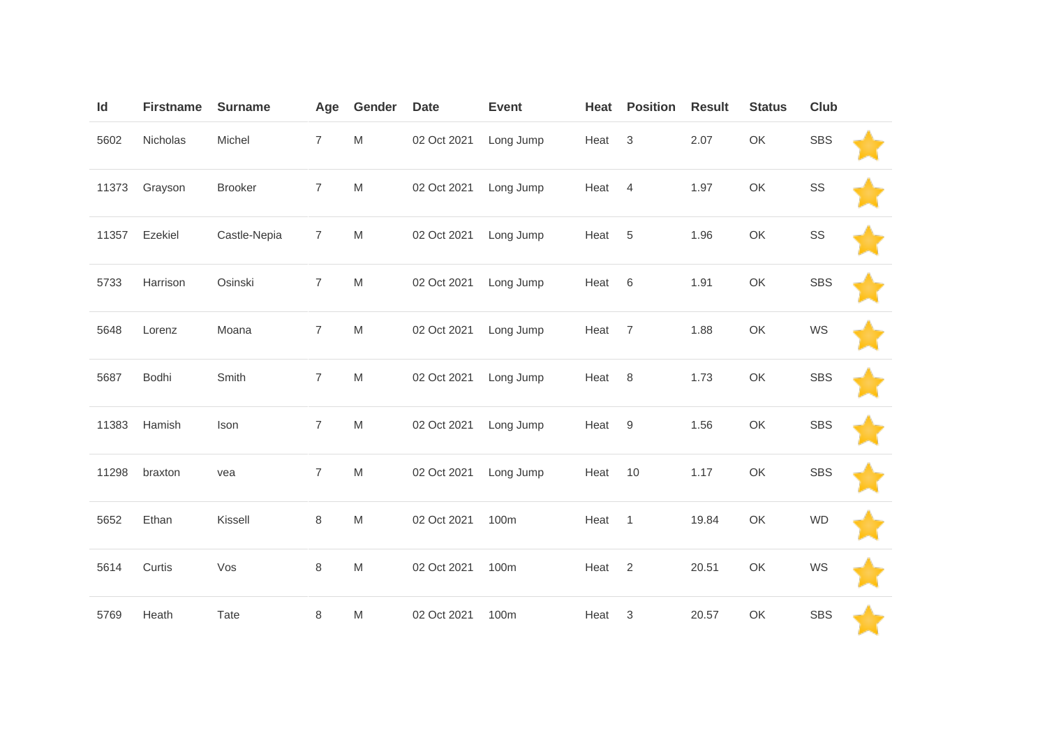| Id | Firstname | Surname | Age | Gender | Date | Event | Heat | Position | Result | Status | Club | |
|---|---|---|---|---|---|---|---|---|---|---|---|---|
| 5602 | Nicholas | Michel | 7 | M | 02 Oct 2021 | Long Jump | Heat | 3 | 2.07 | OK | SBS | |
| 11373 | Grayson | Brooker | 7 | M | 02 Oct 2021 | Long Jump | Heat | 4 | 1.97 | OK | SS | |
| 11357 | Ezekiel | Castle-Nepia | 7 | M | 02 Oct 2021 | Long Jump | Heat | 5 | 1.96 | OK | SS | |
| 5733 | Harrison | Osinski | 7 | M | 02 Oct 2021 | Long Jump | Heat | 6 | 1.91 | OK | SBS | |
| 5648 | Lorenz | Moana | 7 | M | 02 Oct 2021 | Long Jump | Heat | 7 | 1.88 | OK | WS | |
| 5687 | Bodhi | Smith | 7 | M | 02 Oct 2021 | Long Jump | Heat | 8 | 1.73 | OK | SBS | |
| 11383 | Hamish | Ison | 7 | M | 02 Oct 2021 | Long Jump | Heat | 9 | 1.56 | OK | SBS | |
| 11298 | braxton | vea | 7 | M | 02 Oct 2021 | Long Jump | Heat | 10 | 1.17 | OK | SBS | |
| 5652 | Ethan | Kissell | 8 | M | 02 Oct 2021 | 100m | Heat | 1 | 19.84 | OK | WD | |
| 5614 | Curtis | Vos | 8 | M | 02 Oct 2021 | 100m | Heat | 2 | 20.51 | OK | WS | |
| 5769 | Heath | Tate | 8 | M | 02 Oct 2021 | 100m | Heat | 3 | 20.57 | OK | SBS | |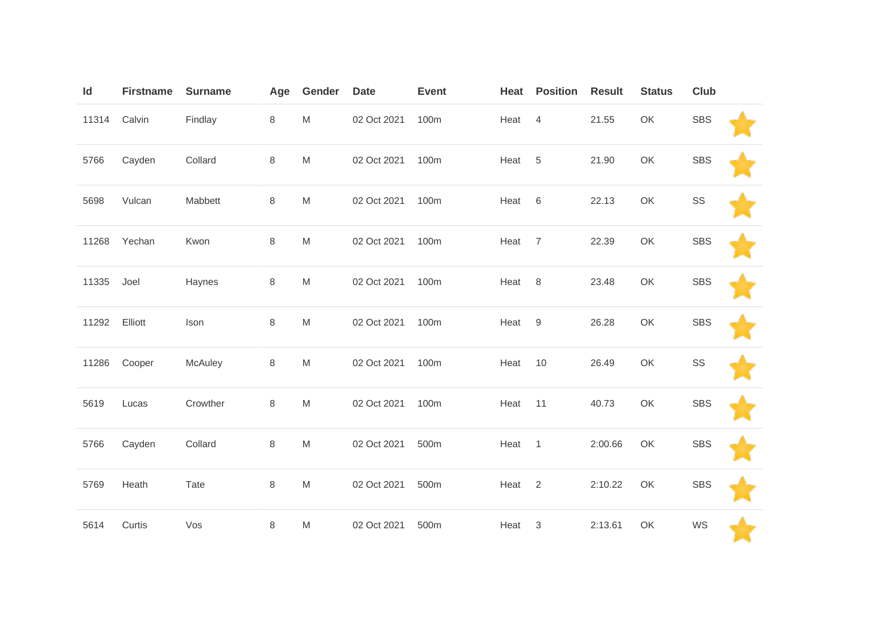| Id | Firstname | Surname | Age | Gender | Date | Event | Heat | Position | Result | Status | Club | |
|---|---|---|---|---|---|---|---|---|---|---|---|---|
| 11314 | Calvin | Findlay | 8 | M | 02 Oct 2021 | 100m | Heat | 4 | 21.55 | OK | SBS | ⭐ |
| 5766 | Cayden | Collard | 8 | M | 02 Oct 2021 | 100m | Heat | 5 | 21.90 | OK | SBS | ⭐ |
| 5698 | Vulcan | Mabbett | 8 | M | 02 Oct 2021 | 100m | Heat | 6 | 22.13 | OK | SS | ⭐ |
| 11268 | Yechan | Kwon | 8 | M | 02 Oct 2021 | 100m | Heat | 7 | 22.39 | OK | SBS | ⭐ |
| 11335 | Joel | Haynes | 8 | M | 02 Oct 2021 | 100m | Heat | 8 | 23.48 | OK | SBS | ⭐ |
| 11292 | Elliott | Ison | 8 | M | 02 Oct 2021 | 100m | Heat | 9 | 26.28 | OK | SBS | ⭐ |
| 11286 | Cooper | McAuley | 8 | M | 02 Oct 2021 | 100m | Heat | 10 | 26.49 | OK | SS | ⭐ |
| 5619 | Lucas | Crowther | 8 | M | 02 Oct 2021 | 100m | Heat | 11 | 40.73 | OK | SBS | ⭐ |
| 5766 | Cayden | Collard | 8 | M | 02 Oct 2021 | 500m | Heat | 1 | 2:00.66 | OK | SBS | ⭐ |
| 5769 | Heath | Tate | 8 | M | 02 Oct 2021 | 500m | Heat | 2 | 2:10.22 | OK | SBS | ⭐ |
| 5614 | Curtis | Vos | 8 | M | 02 Oct 2021 | 500m | Heat | 3 | 2:13.61 | OK | WS | ⭐ |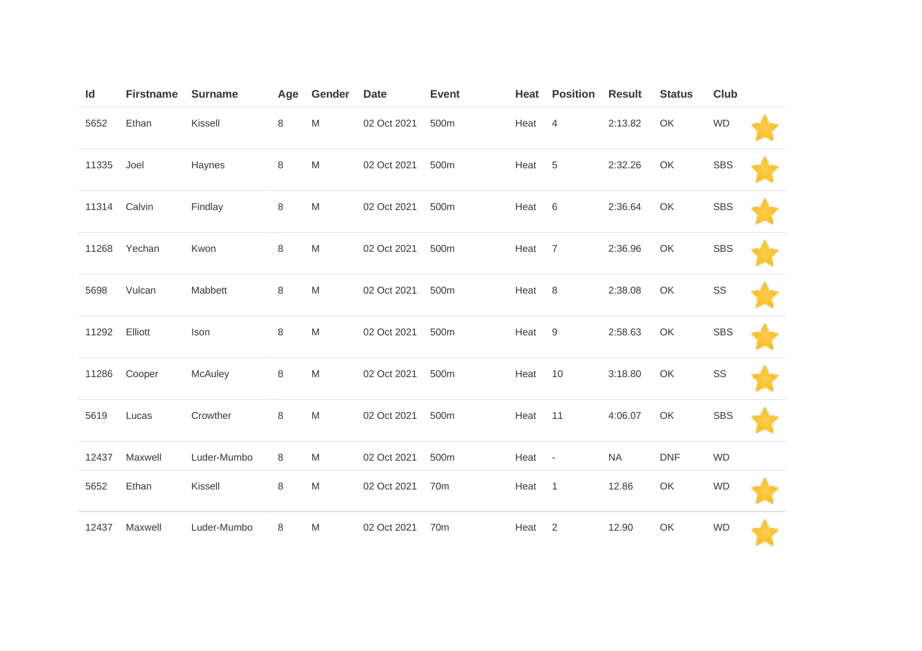| Id | Firstname | Surname | Age | Gender | Date | Event | Heat | Position | Result | Status | Club | |
|---|---|---|---|---|---|---|---|---|---|---|---|---|
| 5652 | Ethan | Kissell | 8 | M | 02 Oct 2021 | 500m | Heat | 4 | 2:13.82 | OK | WD | ⭐ |
| 11335 | Joel | Haynes | 8 | M | 02 Oct 2021 | 500m | Heat | 5 | 2:32.26 | OK | SBS | ⭐ |
| 11314 | Calvin | Findlay | 8 | M | 02 Oct 2021 | 500m | Heat | 6 | 2:36.64 | OK | SBS | ⭐ |
| 11268 | Yechan | Kwon | 8 | M | 02 Oct 2021 | 500m | Heat | 7 | 2:36.96 | OK | SBS | ⭐ |
| 5698 | Vulcan | Mabbett | 8 | M | 02 Oct 2021 | 500m | Heat | 8 | 2:38.08 | OK | SS | ⭐ |
| 11292 | Elliott | Ison | 8 | M | 02 Oct 2021 | 500m | Heat | 9 | 2:58.63 | OK | SBS | ⭐ |
| 11286 | Cooper | McAuley | 8 | M | 02 Oct 2021 | 500m | Heat | 10 | 3:18.80 | OK | SS | ⭐ |
| 5619 | Lucas | Crowther | 8 | M | 02 Oct 2021 | 500m | Heat | 11 | 4:06.07 | OK | SBS | ⭐ |
| 12437 | Maxwell | Luder-Mumbo | 8 | M | 02 Oct 2021 | 500m | Heat | - | NA | DNF | WD | |
| 5652 | Ethan | Kissell | 8 | M | 02 Oct 2021 | 70m | Heat | 1 | 12.86 | OK | WD | ⭐ |
| 12437 | Maxwell | Luder-Mumbo | 8 | M | 02 Oct 2021 | 70m | Heat | 2 | 12.90 | OK | WD | ⭐ |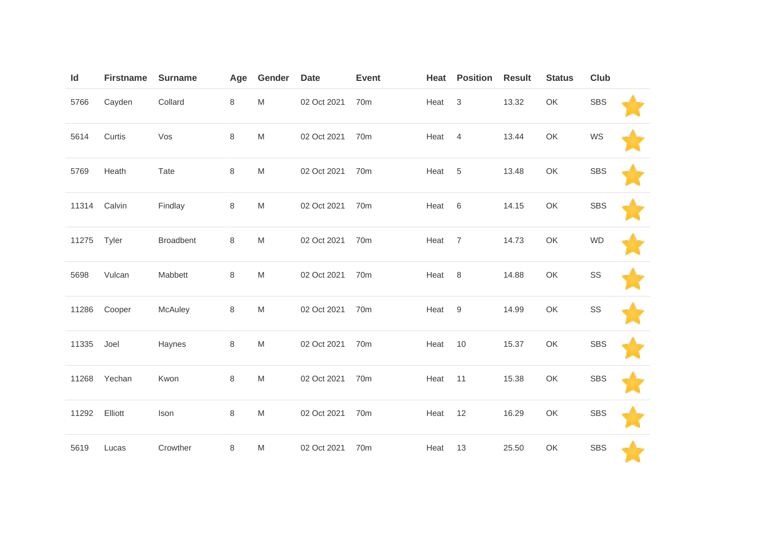| Id | Firstname | Surname | Age | Gender | Date | Event | Heat | Position | Result | Status | Club | |
|---|---|---|---|---|---|---|---|---|---|---|---|---|
| 5766 | Cayden | Collard | 8 | M | 02 Oct 2021 | 70m | Heat | 3 | 13.32 | OK | SBS | |
| 5614 | Curtis | Vos | 8 | M | 02 Oct 2021 | 70m | Heat | 4 | 13.44 | OK | WS | |
| 5769 | Heath | Tate | 8 | M | 02 Oct 2021 | 70m | Heat | 5 | 13.48 | OK | SBS | |
| 11314 | Calvin | Findlay | 8 | M | 02 Oct 2021 | 70m | Heat | 6 | 14.15 | OK | SBS | |
| 11275 | Tyler | Broadbent | 8 | M | 02 Oct 2021 | 70m | Heat | 7 | 14.73 | OK | WD | |
| 5698 | Vulcan | Mabbett | 8 | M | 02 Oct 2021 | 70m | Heat | 8 | 14.88 | OK | SS | |
| 11286 | Cooper | McAuley | 8 | M | 02 Oct 2021 | 70m | Heat | 9 | 14.99 | OK | SS | |
| 11335 | Joel | Haynes | 8 | M | 02 Oct 2021 | 70m | Heat | 10 | 15.37 | OK | SBS | |
| 11268 | Yechan | Kwon | 8 | M | 02 Oct 2021 | 70m | Heat | 11 | 15.38 | OK | SBS | |
| 11292 | Elliott | Ison | 8 | M | 02 Oct 2021 | 70m | Heat | 12 | 16.29 | OK | SBS | |
| 5619 | Lucas | Crowther | 8 | M | 02 Oct 2021 | 70m | Heat | 13 | 25.50 | OK | SBS | |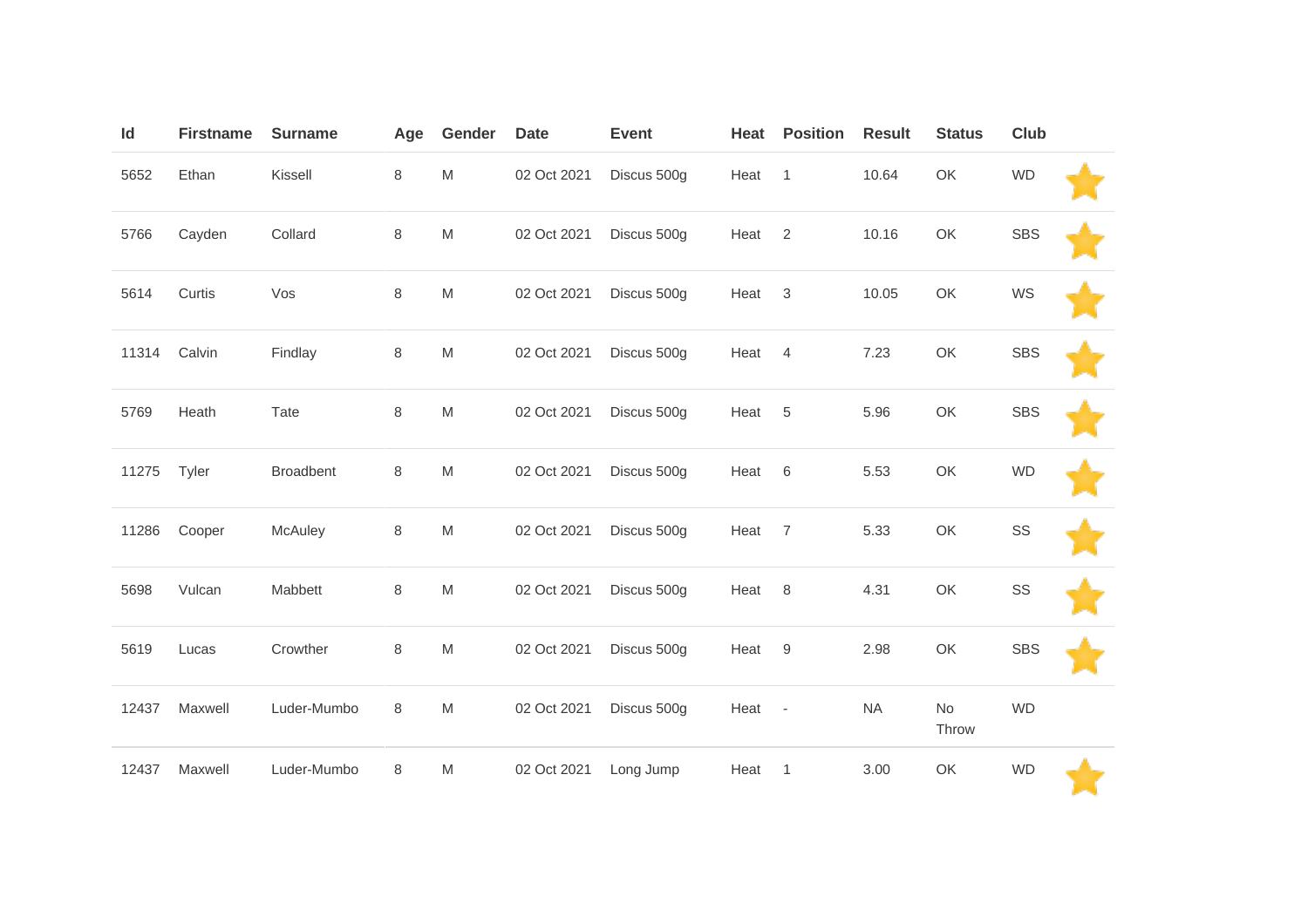| Id | Firstname | Surname | Age | Gender | Date | Event | Heat | Position | Result | Status | Club | |
|---|---|---|---|---|---|---|---|---|---|---|---|---|
| 5652 | Ethan | Kissell | 8 | M | 02 Oct 2021 | Discus 500g | Heat | 1 | 10.64 | OK | WD | ⭐ |
| 5766 | Cayden | Collard | 8 | M | 02 Oct 2021 | Discus 500g | Heat | 2 | 10.16 | OK | SBS | ⭐ |
| 5614 | Curtis | Vos | 8 | M | 02 Oct 2021 | Discus 500g | Heat | 3 | 10.05 | OK | WS | ⭐ |
| 11314 | Calvin | Findlay | 8 | M | 02 Oct 2021 | Discus 500g | Heat | 4 | 7.23 | OK | SBS | ⭐ |
| 5769 | Heath | Tate | 8 | M | 02 Oct 2021 | Discus 500g | Heat | 5 | 5.96 | OK | SBS | ⭐ |
| 11275 | Tyler | Broadbent | 8 | M | 02 Oct 2021 | Discus 500g | Heat | 6 | 5.53 | OK | WD | ⭐ |
| 11286 | Cooper | McAuley | 8 | M | 02 Oct 2021 | Discus 500g | Heat | 7 | 5.33 | OK | SS | ⭐ |
| 5698 | Vulcan | Mabbett | 8 | M | 02 Oct 2021 | Discus 500g | Heat | 8 | 4.31 | OK | SS | ⭐ |
| 5619 | Lucas | Crowther | 8 | M | 02 Oct 2021 | Discus 500g | Heat | 9 | 2.98 | OK | SBS | ⭐ |
| 12437 | Maxwell | Luder-Mumbo | 8 | M | 02 Oct 2021 | Discus 500g | Heat | - | NA | No Throw | WD | |
| 12437 | Maxwell | Luder-Mumbo | 8 | M | 02 Oct 2021 | Long Jump | Heat | 1 | 3.00 | OK | WD | ⭐ |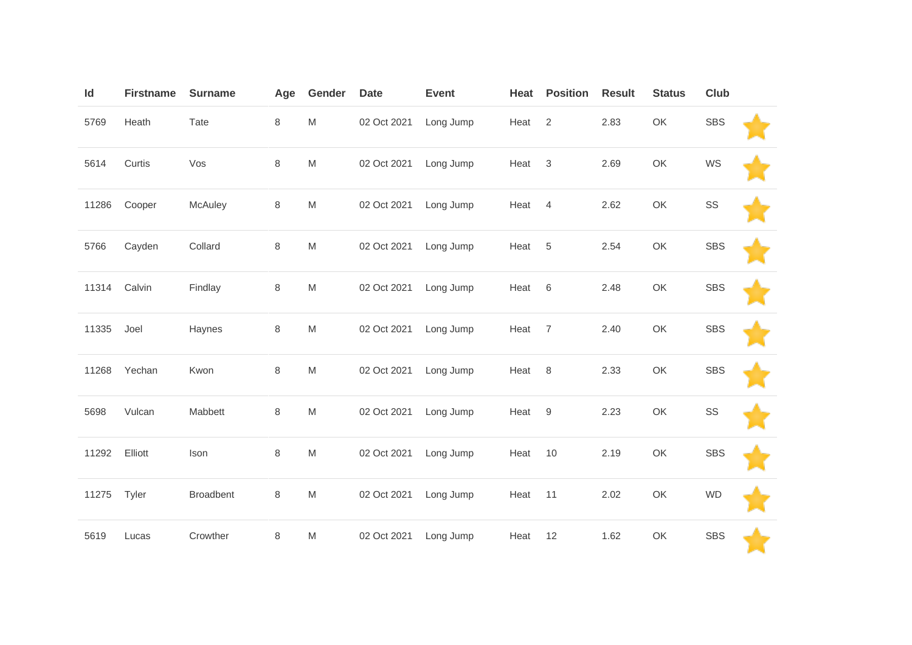| Id | Firstname | Surname | Age | Gender | Date | Event | Heat | Position | Result | Status | Club | |
|---|---|---|---|---|---|---|---|---|---|---|---|---|
| 5769 | Heath | Tate | 8 | M | 02 Oct 2021 | Long Jump | Heat | 2 | 2.83 | OK | SBS | |
| 5614 | Curtis | Vos | 8 | M | 02 Oct 2021 | Long Jump | Heat | 3 | 2.69 | OK | WS | |
| 11286 | Cooper | McAuley | 8 | M | 02 Oct 2021 | Long Jump | Heat | 4 | 2.62 | OK | SS | |
| 5766 | Cayden | Collard | 8 | M | 02 Oct 2021 | Long Jump | Heat | 5 | 2.54 | OK | SBS | |
| 11314 | Calvin | Findlay | 8 | M | 02 Oct 2021 | Long Jump | Heat | 6 | 2.48 | OK | SBS | |
| 11335 | Joel | Haynes | 8 | M | 02 Oct 2021 | Long Jump | Heat | 7 | 2.40 | OK | SBS | |
| 11268 | Yechan | Kwon | 8 | M | 02 Oct 2021 | Long Jump | Heat | 8 | 2.33 | OK | SBS | |
| 5698 | Vulcan | Mabbett | 8 | M | 02 Oct 2021 | Long Jump | Heat | 9 | 2.23 | OK | SS | |
| 11292 | Elliott | Ison | 8 | M | 02 Oct 2021 | Long Jump | Heat | 10 | 2.19 | OK | SBS | |
| 11275 | Tyler | Broadbent | 8 | M | 02 Oct 2021 | Long Jump | Heat | 11 | 2.02 | OK | WD | |
| 5619 | Lucas | Crowther | 8 | M | 02 Oct 2021 | Long Jump | Heat | 12 | 1.62 | OK | SBS | |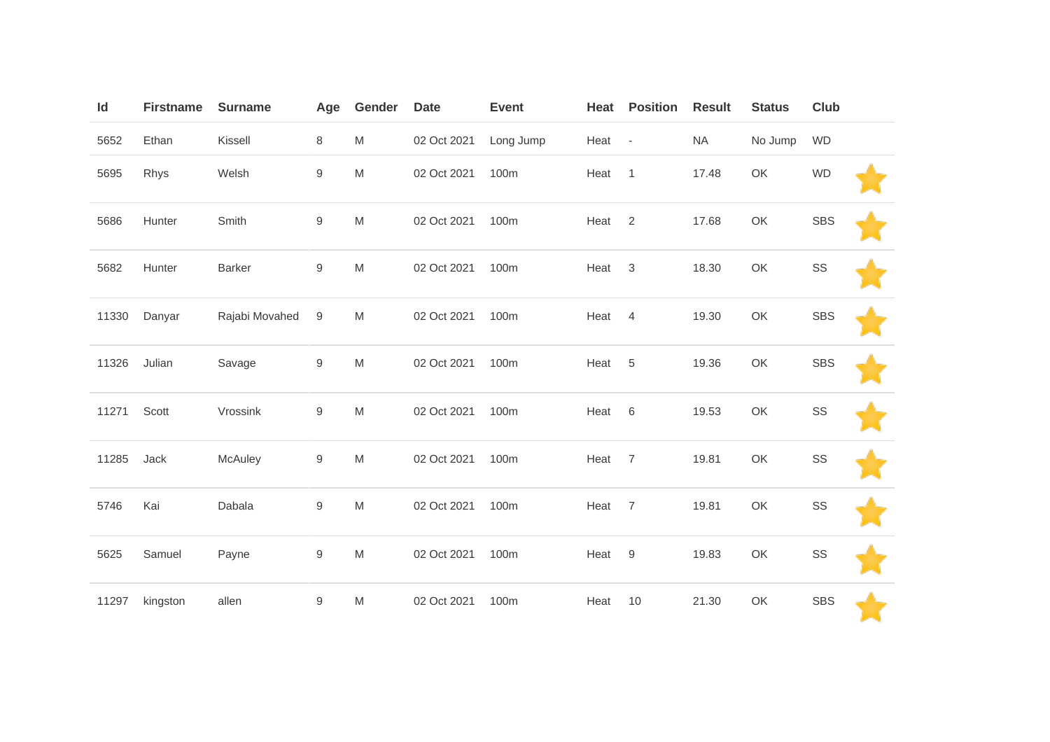| Id | Firstname | Surname | Age | Gender | Date | Event | Heat | Position | Result | Status | Club | |
|---|---|---|---|---|---|---|---|---|---|---|---|---|
| 5652 | Ethan | Kissell | 8 | M | 02 Oct 2021 | Long Jump | Heat | - | NA | No Jump | WD | |
| 5695 | Rhys | Welsh | 9 | M | 02 Oct 2021 | 100m | Heat | 1 | 17.48 | OK | WD | ⭐ |
| 5686 | Hunter | Smith | 9 | M | 02 Oct 2021 | 100m | Heat | 2 | 17.68 | OK | SBS | ⭐ |
| 5682 | Hunter | Barker | 9 | M | 02 Oct 2021 | 100m | Heat | 3 | 18.30 | OK | SS | ⭐ |
| 11330 | Danyar | Rajabi Movahed | 9 | M | 02 Oct 2021 | 100m | Heat | 4 | 19.30 | OK | SBS | ⭐ |
| 11326 | Julian | Savage | 9 | M | 02 Oct 2021 | 100m | Heat | 5 | 19.36 | OK | SBS | ⭐ |
| 11271 | Scott | Vrossink | 9 | M | 02 Oct 2021 | 100m | Heat | 6 | 19.53 | OK | SS | ⭐ |
| 11285 | Jack | McAuley | 9 | M | 02 Oct 2021 | 100m | Heat | 7 | 19.81 | OK | SS | ⭐ |
| 5746 | Kai | Dabala | 9 | M | 02 Oct 2021 | 100m | Heat | 7 | 19.81 | OK | SS | ⭐ |
| 5625 | Samuel | Payne | 9 | M | 02 Oct 2021 | 100m | Heat | 9 | 19.83 | OK | SS | ⭐ |
| 11297 | kingston | allen | 9 | M | 02 Oct 2021 | 100m | Heat | 10 | 21.30 | OK | SBS | ⭐ |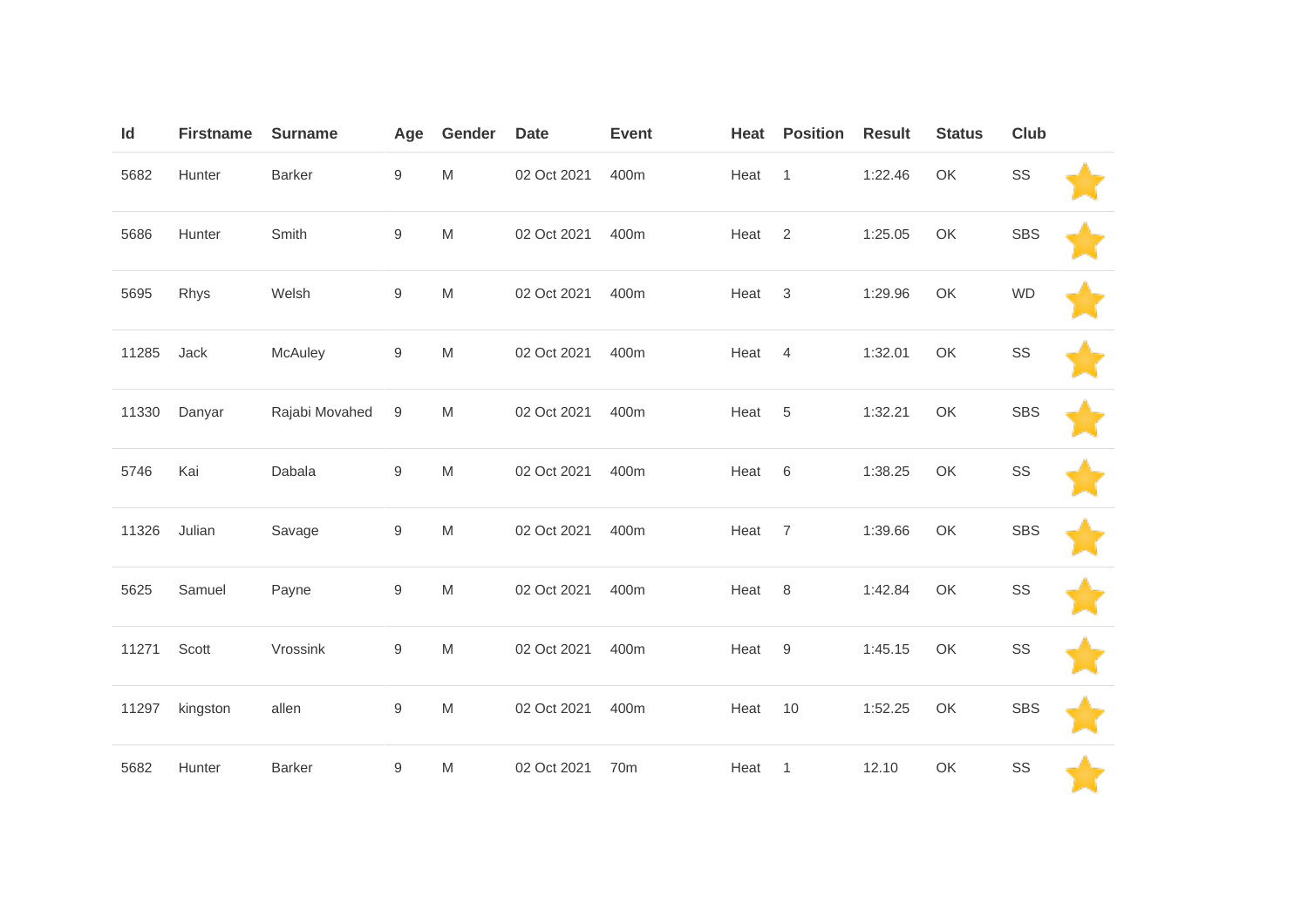| Id | Firstname | Surname | Age | Gender | Date | Event | Heat | Position | Result | Status | Club | |
|---|---|---|---|---|---|---|---|---|---|---|---|---|
| 5682 | Hunter | Barker | 9 | M | 02 Oct 2021 | 400m | Heat | 1 | 1:22.46 | OK | SS | |
| 5686 | Hunter | Smith | 9 | M | 02 Oct 2021 | 400m | Heat | 2 | 1:25.05 | OK | SBS | |
| 5695 | Rhys | Welsh | 9 | M | 02 Oct 2021 | 400m | Heat | 3 | 1:29.96 | OK | WD | |
| 11285 | Jack | McAuley | 9 | M | 02 Oct 2021 | 400m | Heat | 4 | 1:32.01 | OK | SS | |
| 11330 | Danyar | Rajabi Movahed | 9 | M | 02 Oct 2021 | 400m | Heat | 5 | 1:32.21 | OK | SBS | |
| 5746 | Kai | Dabala | 9 | M | 02 Oct 2021 | 400m | Heat | 6 | 1:38.25 | OK | SS | |
| 11326 | Julian | Savage | 9 | M | 02 Oct 2021 | 400m | Heat | 7 | 1:39.66 | OK | SBS | |
| 5625 | Samuel | Payne | 9 | M | 02 Oct 2021 | 400m | Heat | 8 | 1:42.84 | OK | SS | |
| 11271 | Scott | Vrossink | 9 | M | 02 Oct 2021 | 400m | Heat | 9 | 1:45.15 | OK | SS | |
| 11297 | kingston | allen | 9 | M | 02 Oct 2021 | 400m | Heat | 10 | 1:52.25 | OK | SBS | |
| 5682 | Hunter | Barker | 9 | M | 02 Oct 2021 | 70m | Heat | 1 | 12.10 | OK | SS | |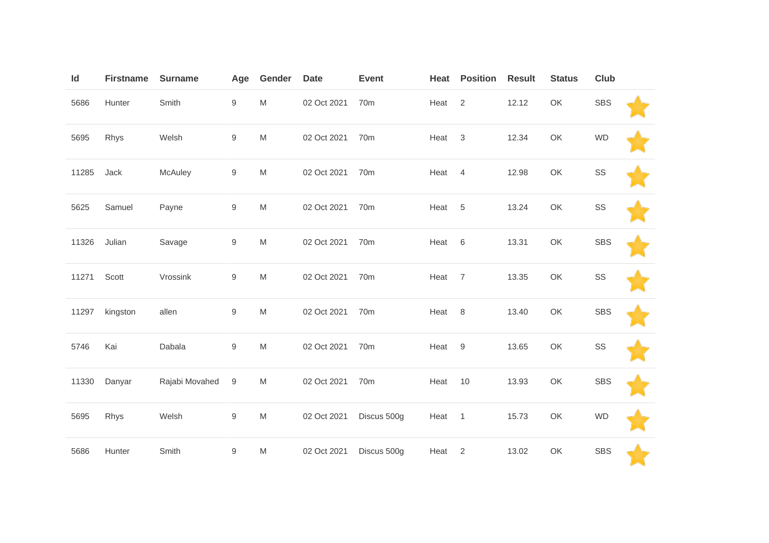| Id | Firstname | Surname | Age | Gender | Date | Event | Heat | Position | Result | Status | Club | |
|---|---|---|---|---|---|---|---|---|---|---|---|---|
| 5686 | Hunter | Smith | 9 | M | 02 Oct 2021 | 70m | Heat | 2 | 12.12 | OK | SBS | |
| 5695 | Rhys | Welsh | 9 | M | 02 Oct 2021 | 70m | Heat | 3 | 12.34 | OK | WD | |
| 11285 | Jack | McAuley | 9 | M | 02 Oct 2021 | 70m | Heat | 4 | 12.98 | OK | SS | |
| 5625 | Samuel | Payne | 9 | M | 02 Oct 2021 | 70m | Heat | 5 | 13.24 | OK | SS | |
| 11326 | Julian | Savage | 9 | M | 02 Oct 2021 | 70m | Heat | 6 | 13.31 | OK | SBS | |
| 11271 | Scott | Vrossink | 9 | M | 02 Oct 2021 | 70m | Heat | 7 | 13.35 | OK | SS | |
| 11297 | kingston | allen | 9 | M | 02 Oct 2021 | 70m | Heat | 8 | 13.40 | OK | SBS | |
| 5746 | Kai | Dabala | 9 | M | 02 Oct 2021 | 70m | Heat | 9 | 13.65 | OK | SS | |
| 11330 | Danyar | Rajabi Movahed | 9 | M | 02 Oct 2021 | 70m | Heat | 10 | 13.93 | OK | SBS | |
| 5695 | Rhys | Welsh | 9 | M | 02 Oct 2021 | Discus 500g | Heat | 1 | 15.73 | OK | WD | |
| 5686 | Hunter | Smith | 9 | M | 02 Oct 2021 | Discus 500g | Heat | 2 | 13.02 | OK | SBS | |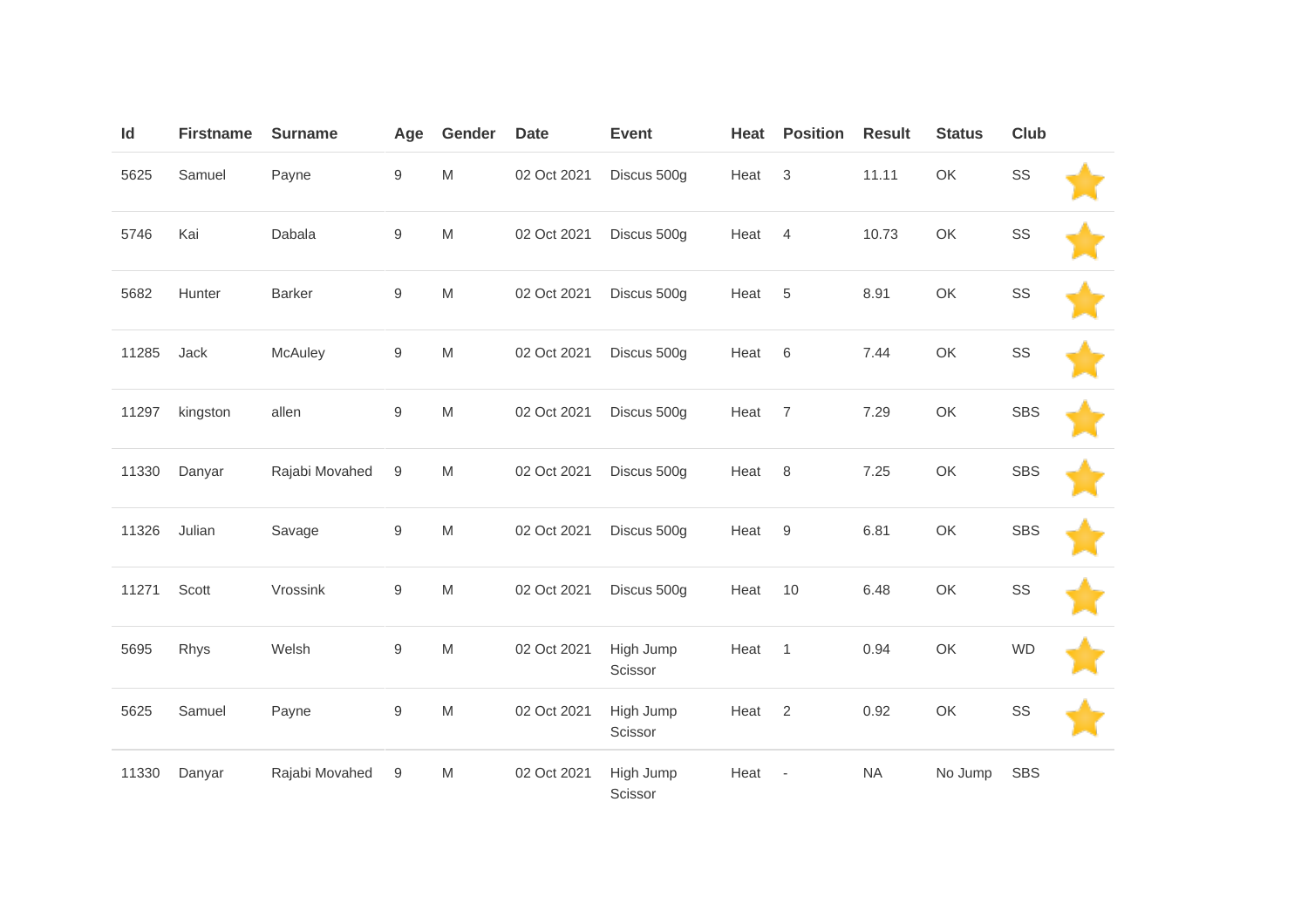| Id | Firstname | Surname | Age | Gender | Date | Event | Heat | Position | Result | Status | Club | |
|---|---|---|---|---|---|---|---|---|---|---|---|---|
| 5625 | Samuel | Payne | 9 | M | 02 Oct 2021 | Discus 500g | Heat | 3 | 11.11 | OK | SS | |
| 5746 | Kai | Dabala | 9 | M | 02 Oct 2021 | Discus 500g | Heat | 4 | 10.73 | OK | SS | |
| 5682 | Hunter | Barker | 9 | M | 02 Oct 2021 | Discus 500g | Heat | 5 | 8.91 | OK | SS | |
| 11285 | Jack | McAuley | 9 | M | 02 Oct 2021 | Discus 500g | Heat | 6 | 7.44 | OK | SS | |
| 11297 | kingston | allen | 9 | M | 02 Oct 2021 | Discus 500g | Heat | 7 | 7.29 | OK | SBS | |
| 11330 | Danyar | Rajabi Movahed | 9 | M | 02 Oct 2021 | Discus 500g | Heat | 8 | 7.25 | OK | SBS | |
| 11326 | Julian | Savage | 9 | M | 02 Oct 2021 | Discus 500g | Heat | 9 | 6.81 | OK | SBS | |
| 11271 | Scott | Vrossink | 9 | M | 02 Oct 2021 | Discus 500g | Heat | 10 | 6.48 | OK | SS | |
| 5695 | Rhys | Welsh | 9 | M | 02 Oct 2021 | High Jump Scissor | Heat | 1 | 0.94 | OK | WD | |
| 5625 | Samuel | Payne | 9 | M | 02 Oct 2021 | High Jump Scissor | Heat | 2 | 0.92 | OK | SS | |
| 11330 | Danyar | Rajabi Movahed | 9 | M | 02 Oct 2021 | High Jump Scissor | Heat | - | NA | No Jump | SBS | |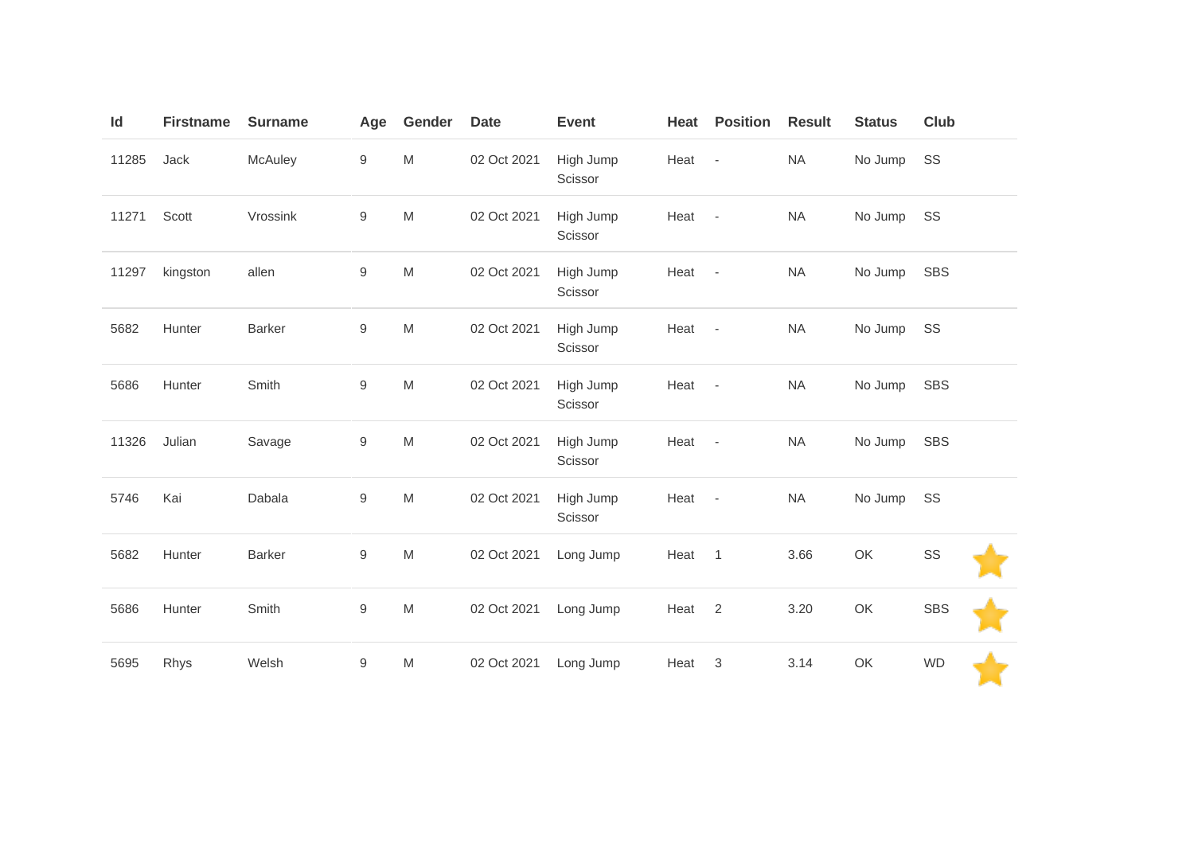| Id | Firstname | Surname | Age | Gender | Date | Event | Heat | Position | Result | Status | Club |
|---|---|---|---|---|---|---|---|---|---|---|---|
| 11285 | Jack | McAuley | 9 | M | 02 Oct 2021 | High Jump Scissor | Heat | - | NA | No Jump | SS |
| 11271 | Scott | Vrossink | 9 | M | 02 Oct 2021 | High Jump Scissor | Heat | - | NA | No Jump | SS |
| 11297 | kingston | allen | 9 | M | 02 Oct 2021 | High Jump Scissor | Heat | - | NA | No Jump | SBS |
| 5682 | Hunter | Barker | 9 | M | 02 Oct 2021 | High Jump Scissor | Heat | - | NA | No Jump | SS |
| 5686 | Hunter | Smith | 9 | M | 02 Oct 2021 | High Jump Scissor | Heat | - | NA | No Jump | SBS |
| 11326 | Julian | Savage | 9 | M | 02 Oct 2021 | High Jump Scissor | Heat | - | NA | No Jump | SBS |
| 5746 | Kai | Dabala | 9 | M | 02 Oct 2021 | High Jump Scissor | Heat | - | NA | No Jump | SS |
| 5682 | Hunter | Barker | 9 | M | 02 Oct 2021 | Long Jump | Heat | 1 | 3.66 | OK | SS |
| 5686 | Hunter | Smith | 9 | M | 02 Oct 2021 | Long Jump | Heat | 2 | 3.20 | OK | SBS |
| 5695 | Rhys | Welsh | 9 | M | 02 Oct 2021 | Long Jump | Heat | 3 | 3.14 | OK | WD |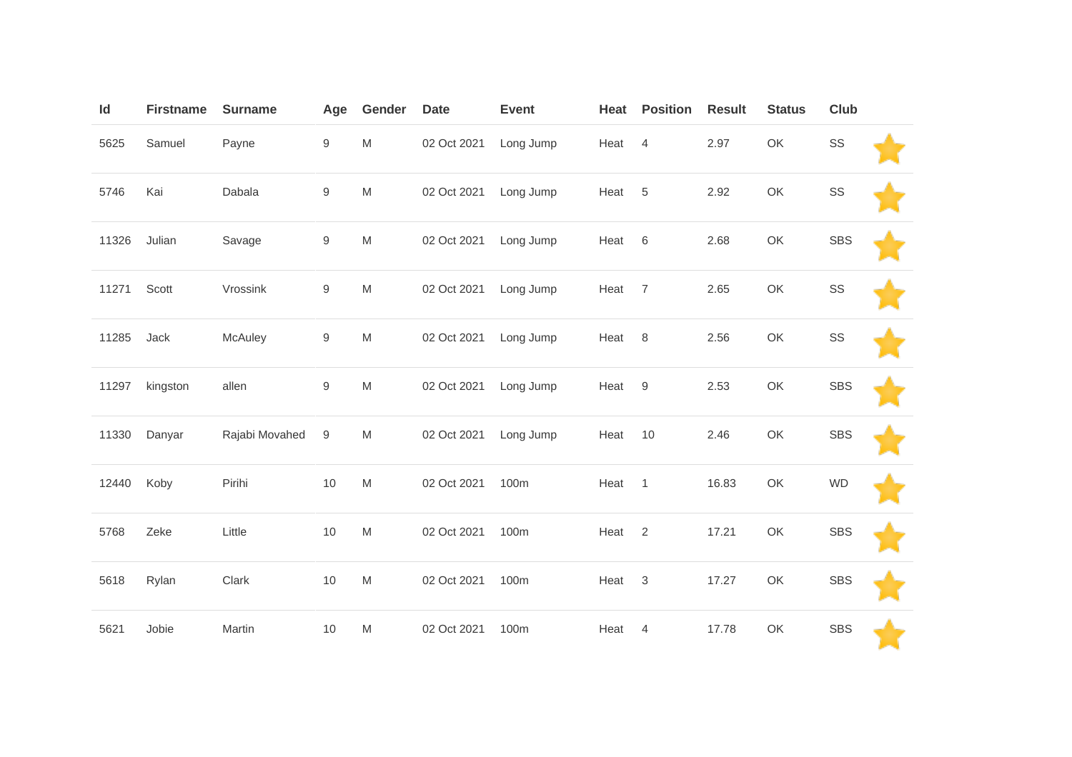| Id | Firstname | Surname | Age | Gender | Date | Event | Heat | Position | Result | Status | Club |  |
|---|---|---|---|---|---|---|---|---|---|---|---|---|
| 5625 | Samuel | Payne | 9 | M | 02 Oct 2021 | Long Jump | Heat | 4 | 2.97 | OK | SS |  |
| 5746 | Kai | Dabala | 9 | M | 02 Oct 2021 | Long Jump | Heat | 5 | 2.92 | OK | SS |  |
| 11326 | Julian | Savage | 9 | M | 02 Oct 2021 | Long Jump | Heat | 6 | 2.68 | OK | SBS |  |
| 11271 | Scott | Vrossink | 9 | M | 02 Oct 2021 | Long Jump | Heat | 7 | 2.65 | OK | SS |  |
| 11285 | Jack | McAuley | 9 | M | 02 Oct 2021 | Long Jump | Heat | 8 | 2.56 | OK | SS |  |
| 11297 | kingston | allen | 9 | M | 02 Oct 2021 | Long Jump | Heat | 9 | 2.53 | OK | SBS |  |
| 11330 | Danyar | Rajabi Movahed | 9 | M | 02 Oct 2021 | Long Jump | Heat | 10 | 2.46 | OK | SBS |  |
| 12440 | Koby | Pirihi | 10 | M | 02 Oct 2021 | 100m | Heat | 1 | 16.83 | OK | WD |  |
| 5768 | Zeke | Little | 10 | M | 02 Oct 2021 | 100m | Heat | 2 | 17.21 | OK | SBS |  |
| 5618 | Rylan | Clark | 10 | M | 02 Oct 2021 | 100m | Heat | 3 | 17.27 | OK | SBS |  |
| 5621 | Jobie | Martin | 10 | M | 02 Oct 2021 | 100m | Heat | 4 | 17.78 | OK | SBS |  |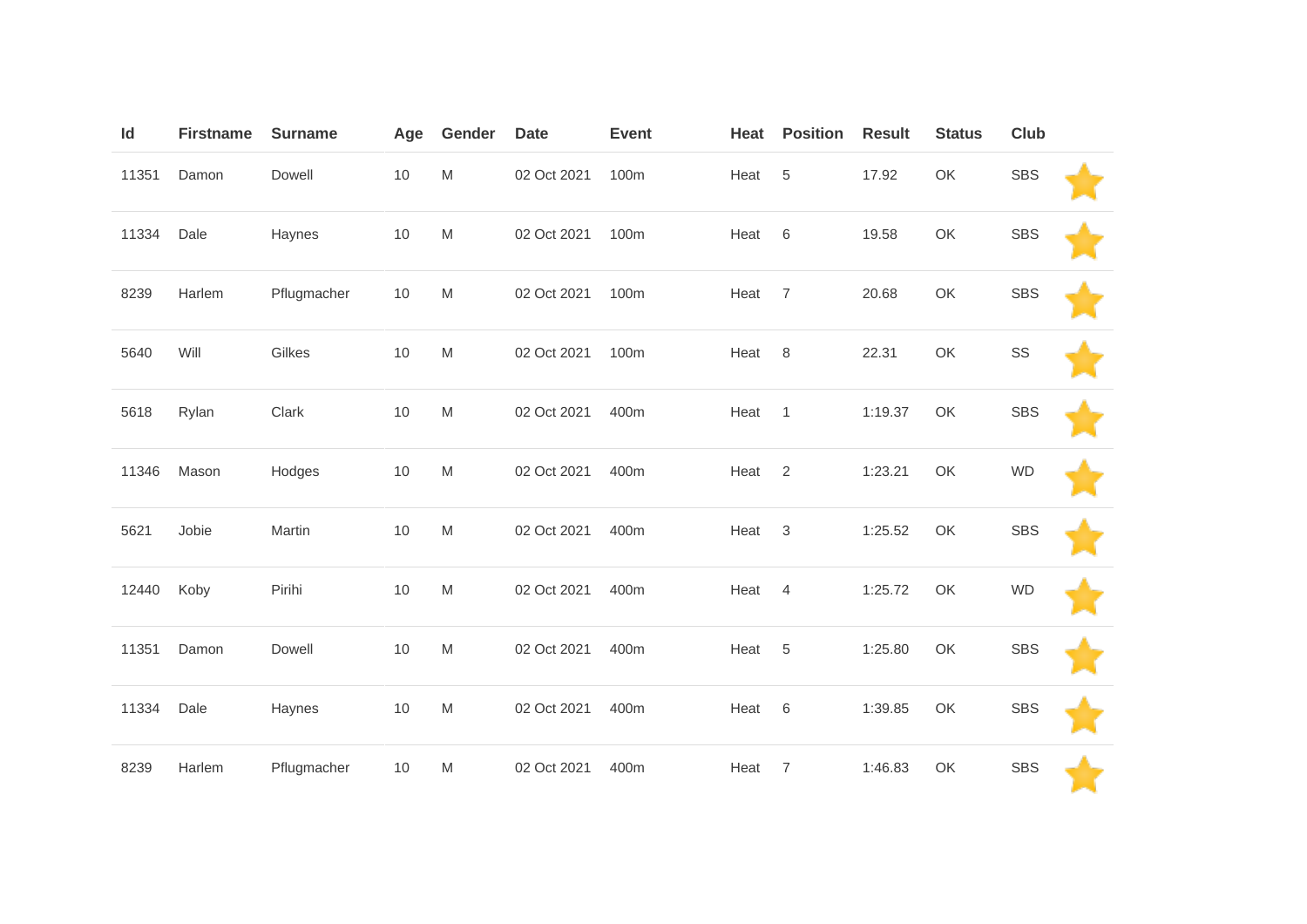| Id | Firstname | Surname | Age | Gender | Date | Event | Heat | Position | Result | Status | Club | |
|---|---|---|---|---|---|---|---|---|---|---|---|---|
| 11351 | Damon | Dowell | 10 | M | 02 Oct 2021 | 100m | Heat | 5 | 17.92 | OK | SBS | |
| 11334 | Dale | Haynes | 10 | M | 02 Oct 2021 | 100m | Heat | 6 | 19.58 | OK | SBS | |
| 8239 | Harlem | Pflugmacher | 10 | M | 02 Oct 2021 | 100m | Heat | 7 | 20.68 | OK | SBS | |
| 5640 | Will | Gilkes | 10 | M | 02 Oct 2021 | 100m | Heat | 8 | 22.31 | OK | SS | |
| 5618 | Rylan | Clark | 10 | M | 02 Oct 2021 | 400m | Heat | 1 | 1:19.37 | OK | SBS | |
| 11346 | Mason | Hodges | 10 | M | 02 Oct 2021 | 400m | Heat | 2 | 1:23.21 | OK | WD | |
| 5621 | Jobie | Martin | 10 | M | 02 Oct 2021 | 400m | Heat | 3 | 1:25.52 | OK | SBS | |
| 12440 | Koby | Pirihi | 10 | M | 02 Oct 2021 | 400m | Heat | 4 | 1:25.72 | OK | WD | |
| 11351 | Damon | Dowell | 10 | M | 02 Oct 2021 | 400m | Heat | 5 | 1:25.80 | OK | SBS | |
| 11334 | Dale | Haynes | 10 | M | 02 Oct 2021 | 400m | Heat | 6 | 1:39.85 | OK | SBS | |
| 8239 | Harlem | Pflugmacher | 10 | M | 02 Oct 2021 | 400m | Heat | 7 | 1:46.83 | OK | SBS | |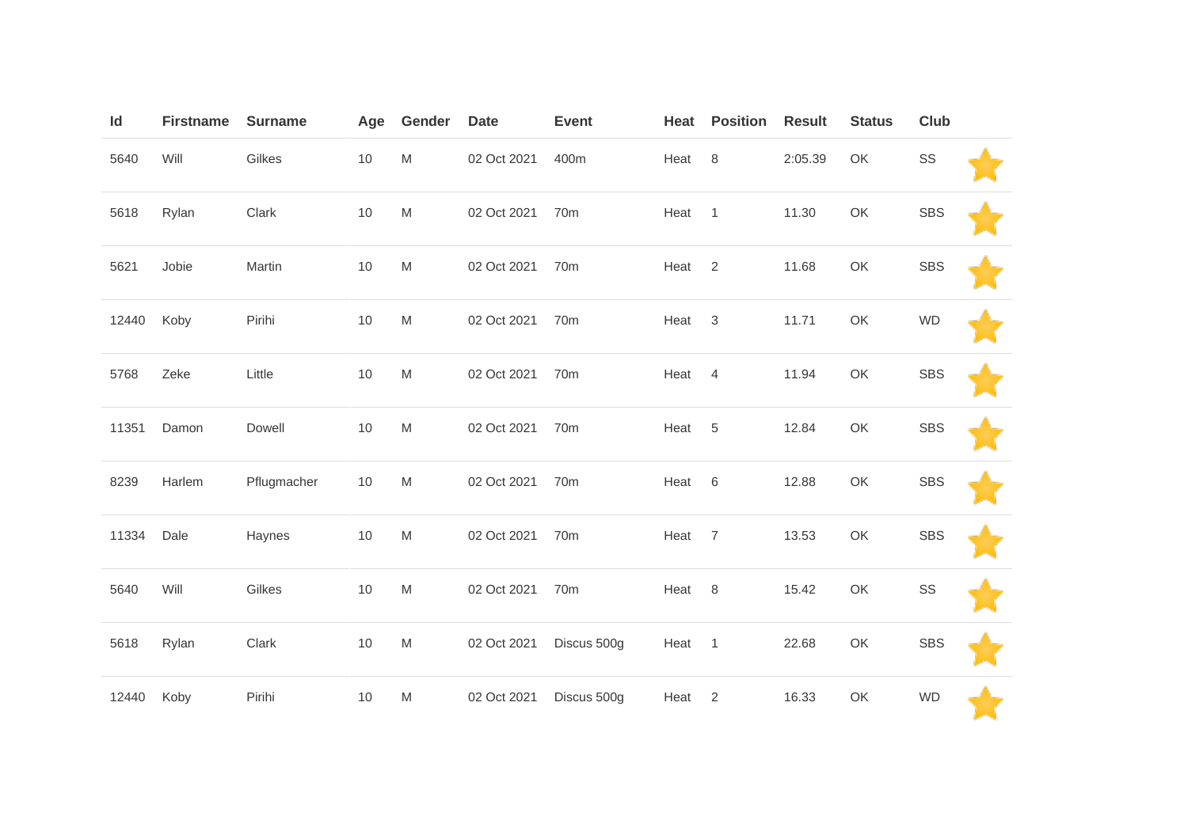| Id | Firstname | Surname | Age | Gender | Date | Event | Heat | Position | Result | Status | Club | |
|---|---|---|---|---|---|---|---|---|---|---|---|---|
| 5640 | Will | Gilkes | 10 | M | 02 Oct 2021 | 400m | Heat | 8 | 2:05.39 | OK | SS | |
| 5618 | Rylan | Clark | 10 | M | 02 Oct 2021 | 70m | Heat | 1 | 11.30 | OK | SBS | |
| 5621 | Jobie | Martin | 10 | M | 02 Oct 2021 | 70m | Heat | 2 | 11.68 | OK | SBS | |
| 12440 | Koby | Pirihi | 10 | M | 02 Oct 2021 | 70m | Heat | 3 | 11.71 | OK | WD | |
| 5768 | Zeke | Little | 10 | M | 02 Oct 2021 | 70m | Heat | 4 | 11.94 | OK | SBS | |
| 11351 | Damon | Dowell | 10 | M | 02 Oct 2021 | 70m | Heat | 5 | 12.84 | OK | SBS | |
| 8239 | Harlem | Pflugmacher | 10 | M | 02 Oct 2021 | 70m | Heat | 6 | 12.88 | OK | SBS | |
| 11334 | Dale | Haynes | 10 | M | 02 Oct 2021 | 70m | Heat | 7 | 13.53 | OK | SBS | |
| 5640 | Will | Gilkes | 10 | M | 02 Oct 2021 | 70m | Heat | 8 | 15.42 | OK | SS | |
| 5618 | Rylan | Clark | 10 | M | 02 Oct 2021 | Discus 500g | Heat | 1 | 22.68 | OK | SBS | |
| 12440 | Koby | Pirihi | 10 | M | 02 Oct 2021 | Discus 500g | Heat | 2 | 16.33 | OK | WD | |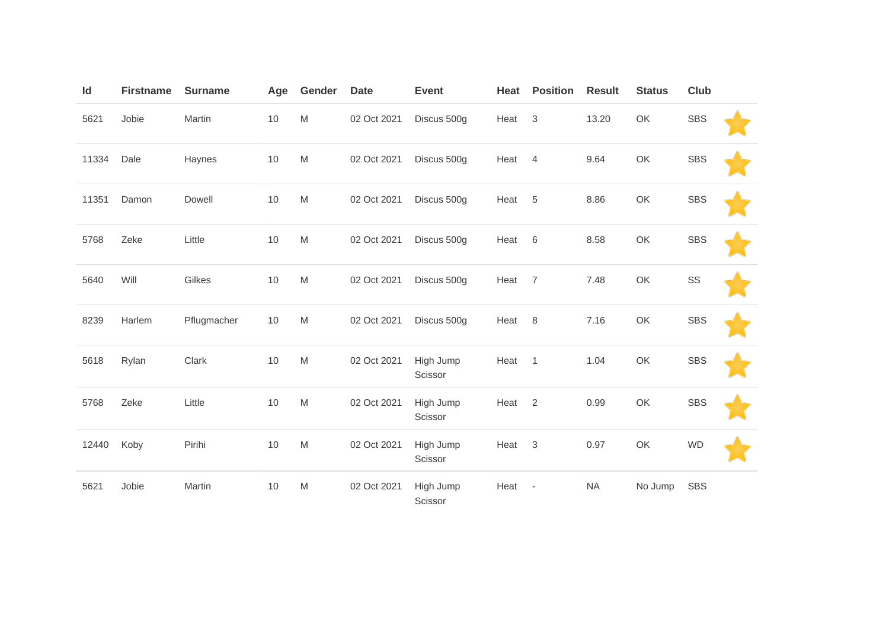| Id | Firstname | Surname | Age | Gender | Date | Event | Heat | Position | Result | Status | Club | |
|---|---|---|---|---|---|---|---|---|---|---|---|---|
| 5621 | Jobie | Martin | 10 | M | 02 Oct 2021 | Discus 500g | Heat | 3 | 13.20 | OK | SBS | ⭐ |
| 11334 | Dale | Haynes | 10 | M | 02 Oct 2021 | Discus 500g | Heat | 4 | 9.64 | OK | SBS | ⭐ |
| 11351 | Damon | Dowell | 10 | M | 02 Oct 2021 | Discus 500g | Heat | 5 | 8.86 | OK | SBS | ⭐ |
| 5768 | Zeke | Little | 10 | M | 02 Oct 2021 | Discus 500g | Heat | 6 | 8.58 | OK | SBS | ⭐ |
| 5640 | Will | Gilkes | 10 | M | 02 Oct 2021 | Discus 500g | Heat | 7 | 7.48 | OK | SS | ⭐ |
| 8239 | Harlem | Pflugmacher | 10 | M | 02 Oct 2021 | Discus 500g | Heat | 8 | 7.16 | OK | SBS | ⭐ |
| 5618 | Rylan | Clark | 10 | M | 02 Oct 2021 | High Jump Scissor | Heat | 1 | 1.04 | OK | SBS | ⭐ |
| 5768 | Zeke | Little | 10 | M | 02 Oct 2021 | High Jump Scissor | Heat | 2 | 0.99 | OK | SBS | ⭐ |
| 12440 | Koby | Pirihi | 10 | M | 02 Oct 2021 | High Jump Scissor | Heat | 3 | 0.97 | OK | WD | ⭐ |
| 5621 | Jobie | Martin | 10 | M | 02 Oct 2021 | High Jump Scissor | Heat | - | NA | No Jump | SBS | |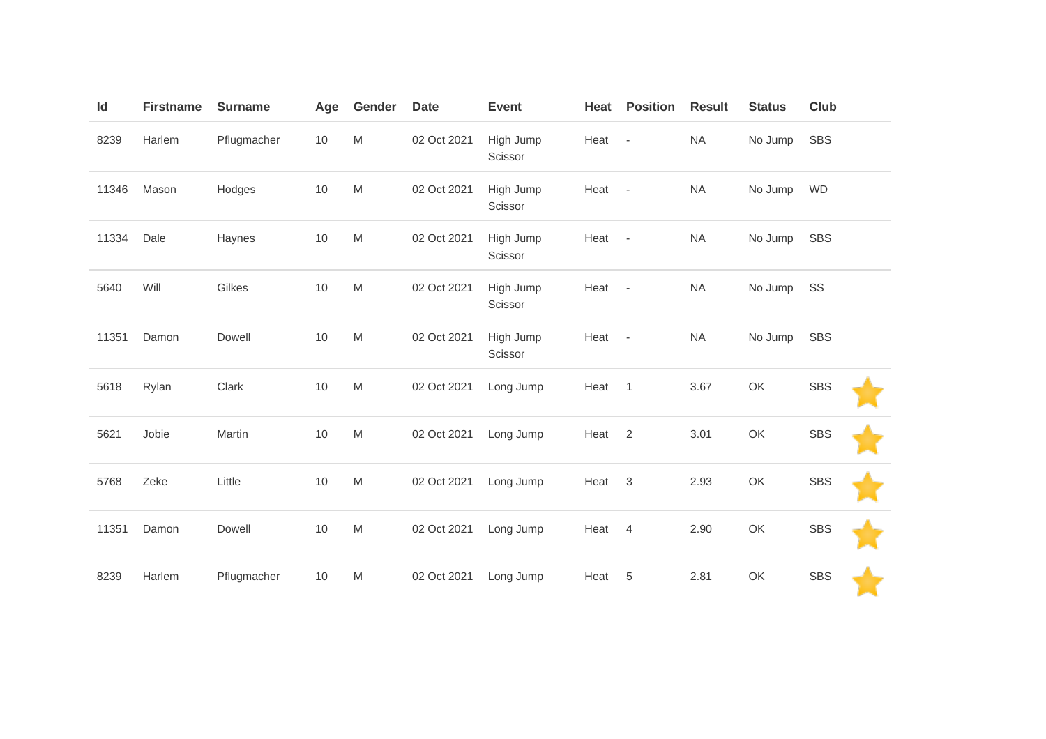| Id | Firstname | Surname | Age | Gender | Date | Event | Heat | Position | Result | Status | Club | |
|---|---|---|---|---|---|---|---|---|---|---|---|---|
| 8239 | Harlem | Pflugmacher | 10 | M | 02 Oct 2021 | High Jump Scissor | Heat | - | NA | No Jump | SBS | |
| 11346 | Mason | Hodges | 10 | M | 02 Oct 2021 | High Jump Scissor | Heat | - | NA | No Jump | WD | |
| 11334 | Dale | Haynes | 10 | M | 02 Oct 2021 | High Jump Scissor | Heat | - | NA | No Jump | SBS | |
| 5640 | Will | Gilkes | 10 | M | 02 Oct 2021 | High Jump Scissor | Heat | - | NA | No Jump | SS | |
| 11351 | Damon | Dowell | 10 | M | 02 Oct 2021 | High Jump Scissor | Heat | - | NA | No Jump | SBS | |
| 5618 | Rylan | Clark | 10 | M | 02 Oct 2021 | Long Jump | Heat | 1 | 3.67 | OK | SBS | ⭐ |
| 5621 | Jobie | Martin | 10 | M | 02 Oct 2021 | Long Jump | Heat | 2 | 3.01 | OK | SBS | ⭐ |
| 5768 | Zeke | Little | 10 | M | 02 Oct 2021 | Long Jump | Heat | 3 | 2.93 | OK | SBS | ⭐ |
| 11351 | Damon | Dowell | 10 | M | 02 Oct 2021 | Long Jump | Heat | 4 | 2.90 | OK | SBS | ⭐ |
| 8239 | Harlem | Pflugmacher | 10 | M | 02 Oct 2021 | Long Jump | Heat | 5 | 2.81 | OK | SBS | ⭐ |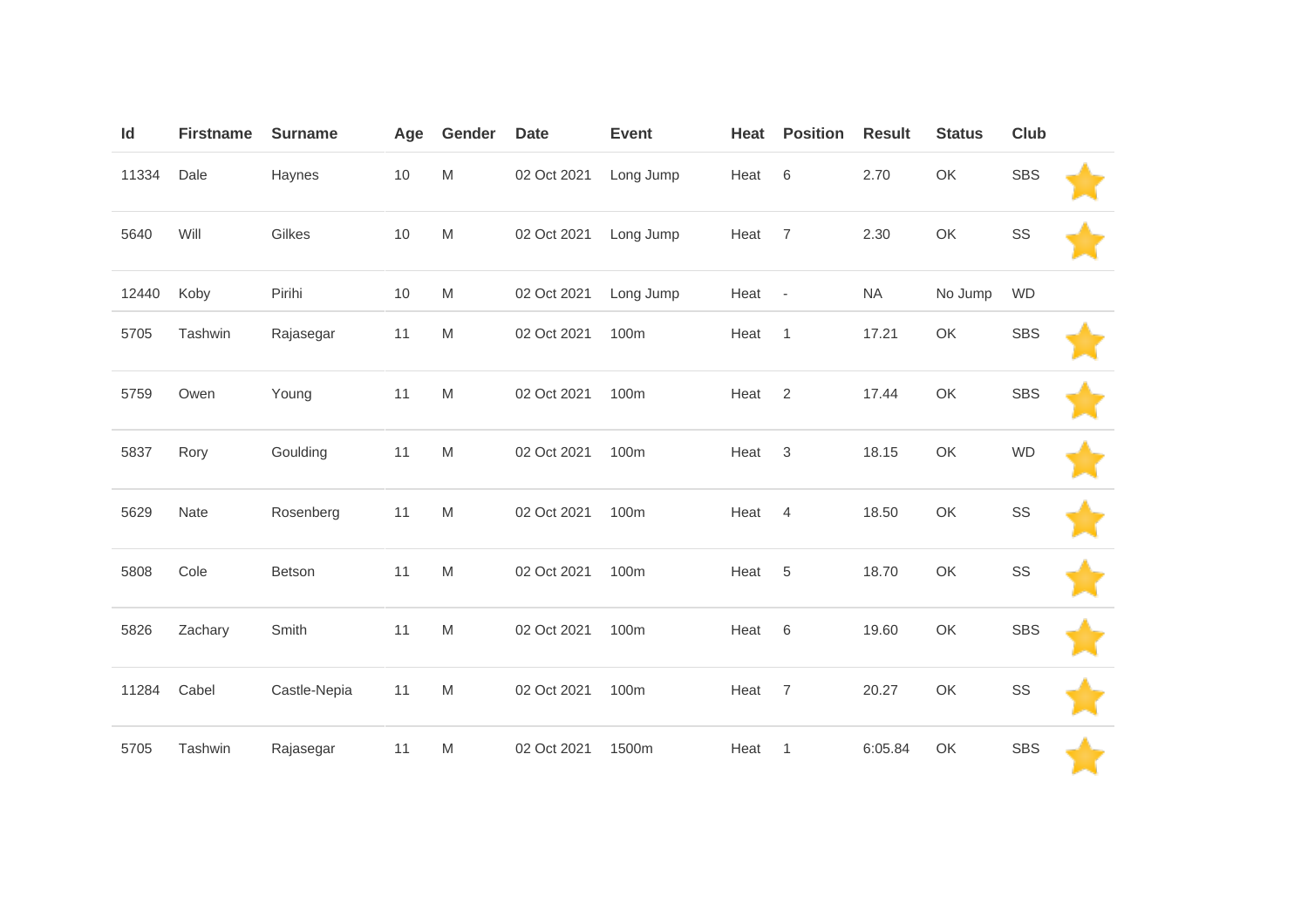| Id | Firstname | Surname | Age | Gender | Date | Event | Heat | Position | Result | Status | Club | |
|---|---|---|---|---|---|---|---|---|---|---|---|---|
| 11334 | Dale | Haynes | 10 | M | 02 Oct 2021 | Long Jump | Heat | 6 | 2.70 | OK | SBS | ⭐ |
| 5640 | Will | Gilkes | 10 | M | 02 Oct 2021 | Long Jump | Heat | 7 | 2.30 | OK | SS | ⭐ |
| 12440 | Koby | Pirihi | 10 | M | 02 Oct 2021 | Long Jump | Heat | - | NA | No Jump | WD | |
| 5705 | Tashwin | Rajasegar | 11 | M | 02 Oct 2021 | 100m | Heat | 1 | 17.21 | OK | SBS | ⭐ |
| 5759 | Owen | Young | 11 | M | 02 Oct 2021 | 100m | Heat | 2 | 17.44 | OK | SBS | ⭐ |
| 5837 | Rory | Goulding | 11 | M | 02 Oct 2021 | 100m | Heat | 3 | 18.15 | OK | WD | ⭐ |
| 5629 | Nate | Rosenberg | 11 | M | 02 Oct 2021 | 100m | Heat | 4 | 18.50 | OK | SS | ⭐ |
| 5808 | Cole | Betson | 11 | M | 02 Oct 2021 | 100m | Heat | 5 | 18.70 | OK | SS | ⭐ |
| 5826 | Zachary | Smith | 11 | M | 02 Oct 2021 | 100m | Heat | 6 | 19.60 | OK | SBS | ⭐ |
| 11284 | Cabel | Castle-Nepia | 11 | M | 02 Oct 2021 | 100m | Heat | 7 | 20.27 | OK | SS | ⭐ |
| 5705 | Tashwin | Rajasegar | 11 | M | 02 Oct 2021 | 1500m | Heat | 1 | 6:05.84 | OK | SBS | ⭐ |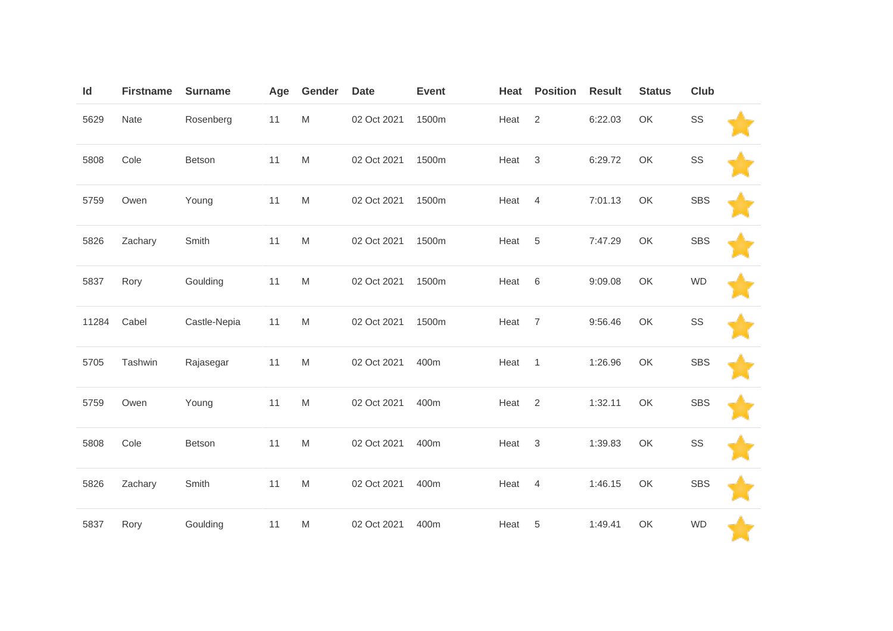| Id | Firstname | Surname | Age | Gender | Date | Event | Heat | Position | Result | Status | Club | |
|---|---|---|---|---|---|---|---|---|---|---|---|---|
| 5629 | Nate | Rosenberg | 11 | M | 02 Oct 2021 | 1500m | Heat | 2 | 6:22.03 | OK | SS | |
| 5808 | Cole | Betson | 11 | M | 02 Oct 2021 | 1500m | Heat | 3 | 6:29.72 | OK | SS | |
| 5759 | Owen | Young | 11 | M | 02 Oct 2021 | 1500m | Heat | 4 | 7:01.13 | OK | SBS | |
| 5826 | Zachary | Smith | 11 | M | 02 Oct 2021 | 1500m | Heat | 5 | 7:47.29 | OK | SBS | |
| 5837 | Rory | Goulding | 11 | M | 02 Oct 2021 | 1500m | Heat | 6 | 9:09.08 | OK | WD | |
| 11284 | Cabel | Castle-Nepia | 11 | M | 02 Oct 2021 | 1500m | Heat | 7 | 9:56.46 | OK | SS | |
| 5705 | Tashwin | Rajasegar | 11 | M | 02 Oct 2021 | 400m | Heat | 1 | 1:26.96 | OK | SBS | |
| 5759 | Owen | Young | 11 | M | 02 Oct 2021 | 400m | Heat | 2 | 1:32.11 | OK | SBS | |
| 5808 | Cole | Betson | 11 | M | 02 Oct 2021 | 400m | Heat | 3 | 1:39.83 | OK | SS | |
| 5826 | Zachary | Smith | 11 | M | 02 Oct 2021 | 400m | Heat | 4 | 1:46.15 | OK | SBS | |
| 5837 | Rory | Goulding | 11 | M | 02 Oct 2021 | 400m | Heat | 5 | 1:49.41 | OK | WD | |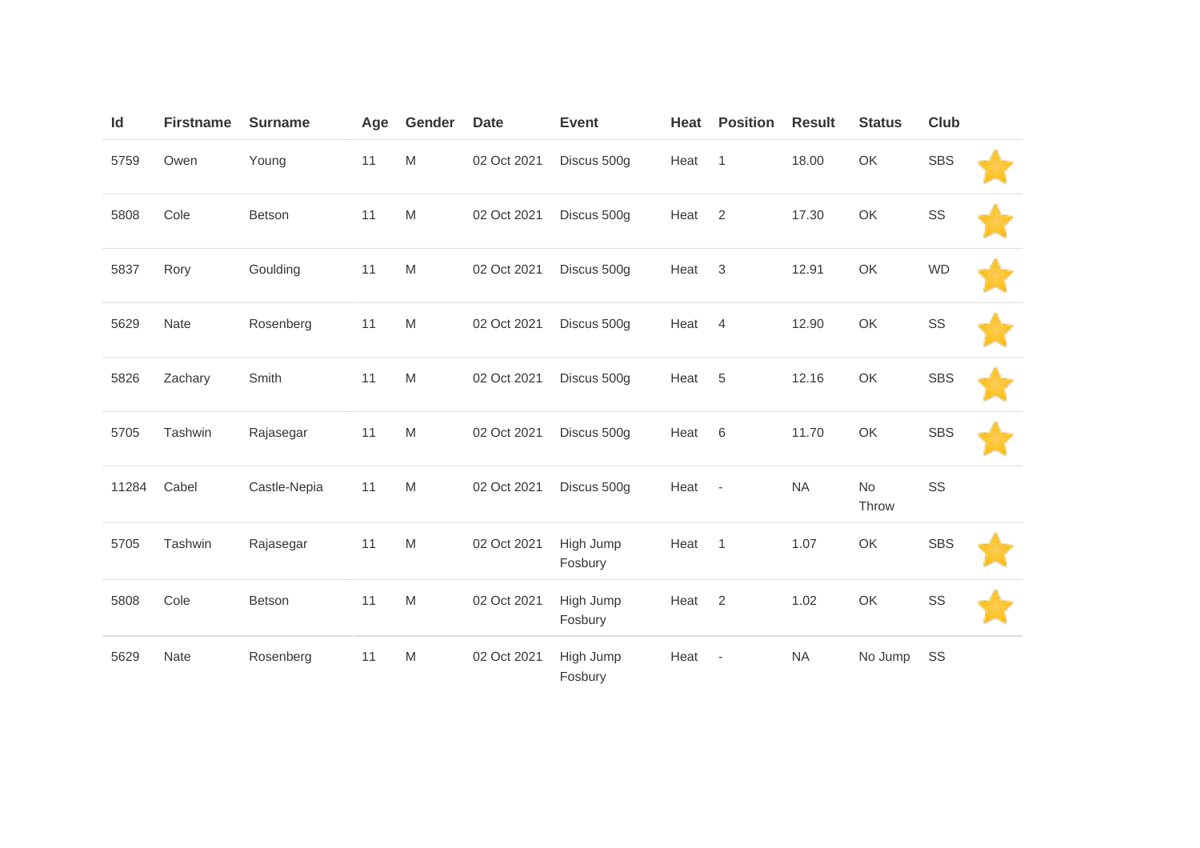| Id | Firstname | Surname | Age | Gender | Date | Event | Heat | Position | Result | Status | Club | |
|---|---|---|---|---|---|---|---|---|---|---|---|---|
| 5759 | Owen | Young | 11 | M | 02 Oct 2021 | Discus 500g | Heat | 1 | 18.00 | OK | SBS | ⭐ |
| 5808 | Cole | Betson | 11 | M | 02 Oct 2021 | Discus 500g | Heat | 2 | 17.30 | OK | SS | ⭐ |
| 5837 | Rory | Goulding | 11 | M | 02 Oct 2021 | Discus 500g | Heat | 3 | 12.91 | OK | WD | ⭐ |
| 5629 | Nate | Rosenberg | 11 | M | 02 Oct 2021 | Discus 500g | Heat | 4 | 12.90 | OK | SS | ⭐ |
| 5826 | Zachary | Smith | 11 | M | 02 Oct 2021 | Discus 500g | Heat | 5 | 12.16 | OK | SBS | ⭐ |
| 5705 | Tashwin | Rajasegar | 11 | M | 02 Oct 2021 | Discus 500g | Heat | 6 | 11.70 | OK | SBS | ⭐ |
| 11284 | Cabel | Castle-Nepia | 11 | M | 02 Oct 2021 | Discus 500g | Heat | - | NA | No Throw | SS | |
| 5705 | Tashwin | Rajasegar | 11 | M | 02 Oct 2021 | High Jump Fosbury | Heat | 1 | 1.07 | OK | SBS | ⭐ |
| 5808 | Cole | Betson | 11 | M | 02 Oct 2021 | High Jump Fosbury | Heat | 2 | 1.02 | OK | SS | ⭐ |
| 5629 | Nate | Rosenberg | 11 | M | 02 Oct 2021 | High Jump Fosbury | Heat | - | NA | No Jump | SS | |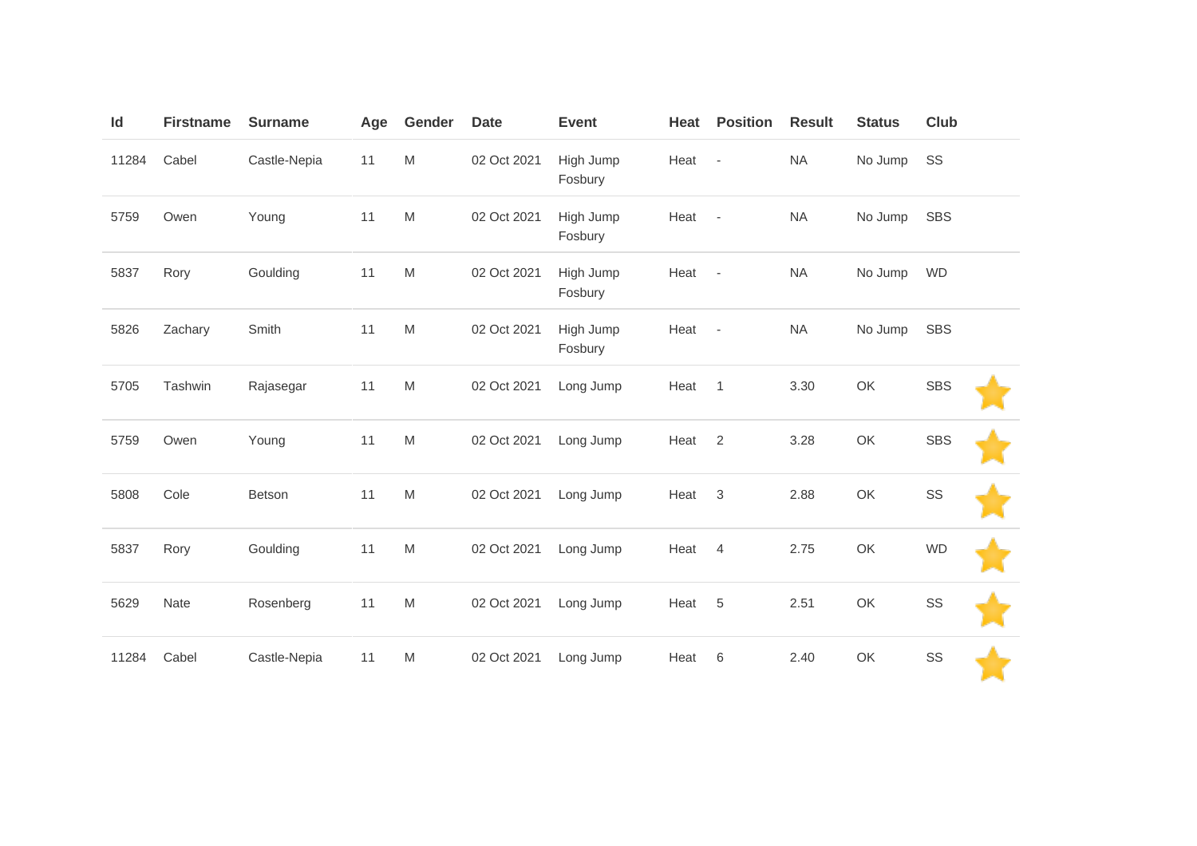| Id | Firstname | Surname | Age | Gender | Date | Event | Heat | Position | Result | Status | Club | |
|---|---|---|---|---|---|---|---|---|---|---|---|---|
| 11284 | Cabel | Castle-Nepia | 11 | M | 02 Oct 2021 | High Jump Fosbury | Heat | - | NA | No Jump | SS | |
| 5759 | Owen | Young | 11 | M | 02 Oct 2021 | High Jump Fosbury | Heat | - | NA | No Jump | SBS | |
| 5837 | Rory | Goulding | 11 | M | 02 Oct 2021 | High Jump Fosbury | Heat | - | NA | No Jump | WD | |
| 5826 | Zachary | Smith | 11 | M | 02 Oct 2021 | High Jump Fosbury | Heat | - | NA | No Jump | SBS | |
| 5705 | Tashwin | Rajasegar | 11 | M | 02 Oct 2021 | Long Jump | Heat | 1 | 3.30 | OK | SBS | ⭐ |
| 5759 | Owen | Young | 11 | M | 02 Oct 2021 | Long Jump | Heat | 2 | 3.28 | OK | SBS | ⭐ |
| 5808 | Cole | Betson | 11 | M | 02 Oct 2021 | Long Jump | Heat | 3 | 2.88 | OK | SS | ⭐ |
| 5837 | Rory | Goulding | 11 | M | 02 Oct 2021 | Long Jump | Heat | 4 | 2.75 | OK | WD | ⭐ |
| 5629 | Nate | Rosenberg | 11 | M | 02 Oct 2021 | Long Jump | Heat | 5 | 2.51 | OK | SS | ⭐ |
| 11284 | Cabel | Castle-Nepia | 11 | M | 02 Oct 2021 | Long Jump | Heat | 6 | 2.40 | OK | SS | ⭐ |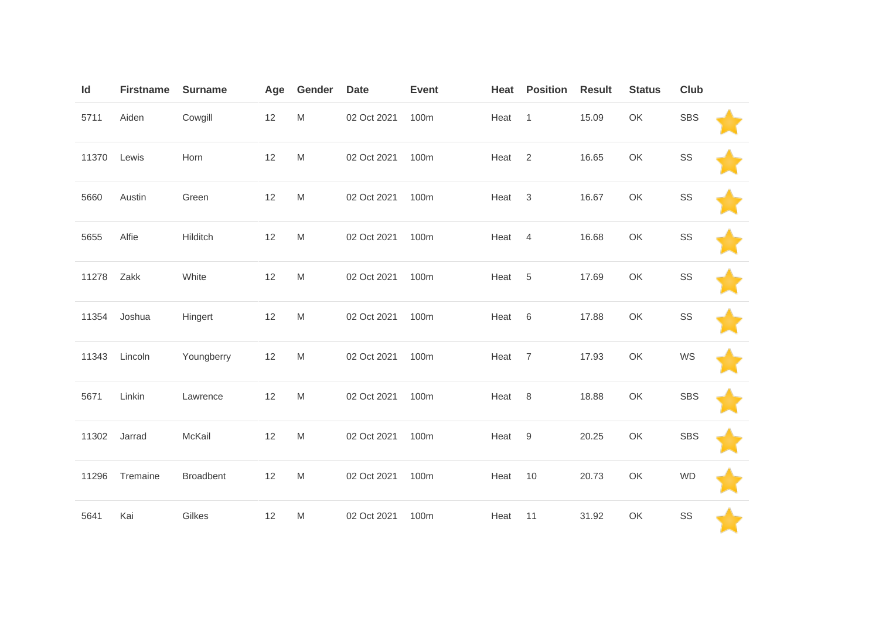| Id | Firstname | Surname | Age | Gender | Date | Event | Heat | Position | Result | Status | Club | |
|---|---|---|---|---|---|---|---|---|---|---|---|---|
| 5711 | Aiden | Cowgill | 12 | M | 02 Oct 2021 | 100m | Heat | 1 | 15.09 | OK | SBS | |
| 11370 | Lewis | Horn | 12 | M | 02 Oct 2021 | 100m | Heat | 2 | 16.65 | OK | SS | |
| 5660 | Austin | Green | 12 | M | 02 Oct 2021 | 100m | Heat | 3 | 16.67 | OK | SS | |
| 5655 | Alfie | Hilditch | 12 | M | 02 Oct 2021 | 100m | Heat | 4 | 16.68 | OK | SS | |
| 11278 | Zakk | White | 12 | M | 02 Oct 2021 | 100m | Heat | 5 | 17.69 | OK | SS | |
| 11354 | Joshua | Hingert | 12 | M | 02 Oct 2021 | 100m | Heat | 6 | 17.88 | OK | SS | |
| 11343 | Lincoln | Youngberry | 12 | M | 02 Oct 2021 | 100m | Heat | 7 | 17.93 | OK | WS | |
| 5671 | Linkin | Lawrence | 12 | M | 02 Oct 2021 | 100m | Heat | 8 | 18.88 | OK | SBS | |
| 11302 | Jarrad | McKail | 12 | M | 02 Oct 2021 | 100m | Heat | 9 | 20.25 | OK | SBS | |
| 11296 | Tremaine | Broadbent | 12 | M | 02 Oct 2021 | 100m | Heat | 10 | 20.73 | OK | WD | |
| 5641 | Kai | Gilkes | 12 | M | 02 Oct 2021 | 100m | Heat | 11 | 31.92 | OK | SS | |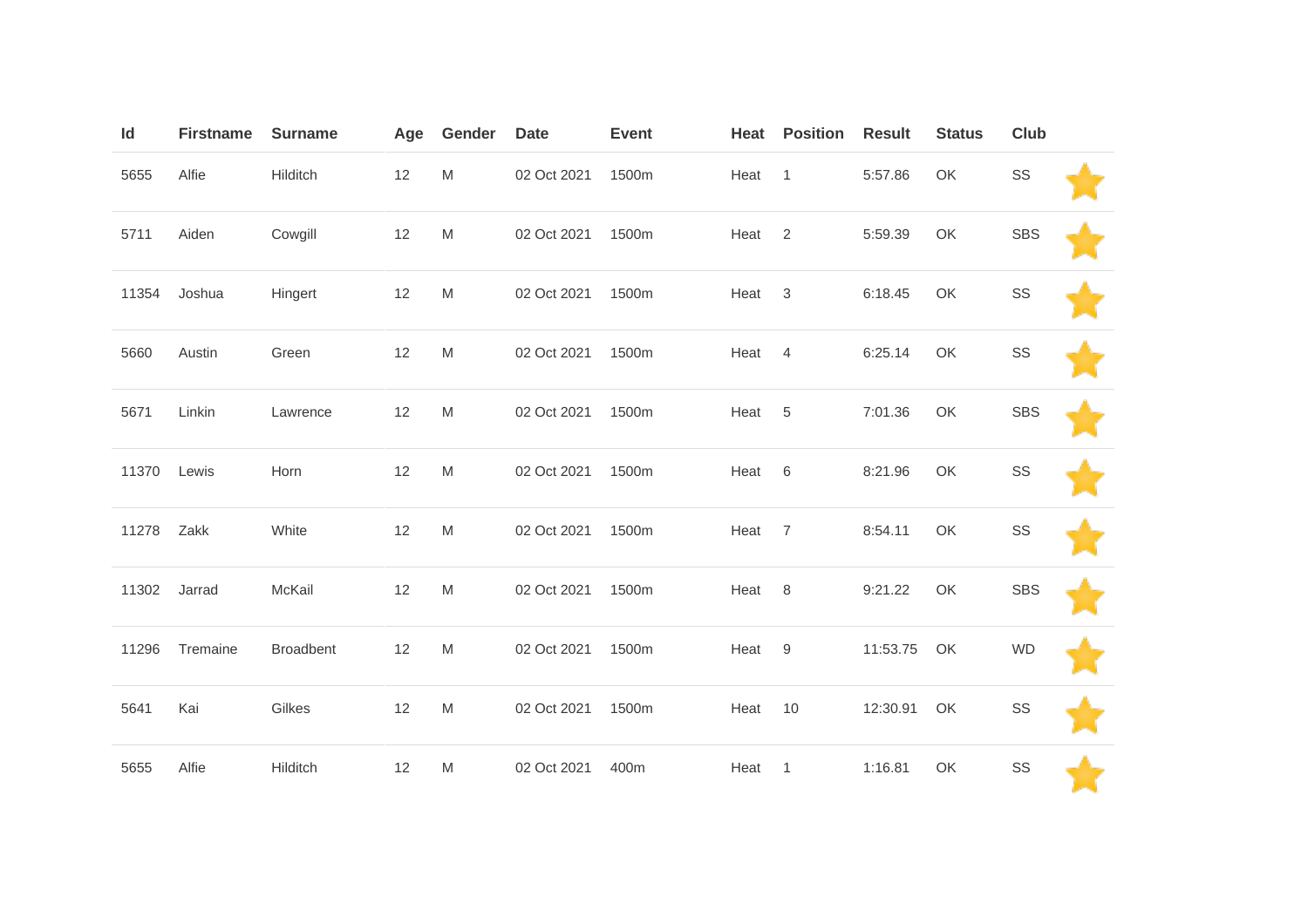| Id | Firstname | Surname | Age | Gender | Date | Event | Heat | Position | Result | Status | Club | |
|---|---|---|---|---|---|---|---|---|---|---|---|---|
| 5655 | Alfie | Hilditch | 12 | M | 02 Oct 2021 | 1500m | Heat | 1 | 5:57.86 | OK | SS | |
| 5711 | Aiden | Cowgill | 12 | M | 02 Oct 2021 | 1500m | Heat | 2 | 5:59.39 | OK | SBS | |
| 11354 | Joshua | Hingert | 12 | M | 02 Oct 2021 | 1500m | Heat | 3 | 6:18.45 | OK | SS | |
| 5660 | Austin | Green | 12 | M | 02 Oct 2021 | 1500m | Heat | 4 | 6:25.14 | OK | SS | |
| 5671 | Linkin | Lawrence | 12 | M | 02 Oct 2021 | 1500m | Heat | 5 | 7:01.36 | OK | SBS | |
| 11370 | Lewis | Horn | 12 | M | 02 Oct 2021 | 1500m | Heat | 6 | 8:21.96 | OK | SS | |
| 11278 | Zakk | White | 12 | M | 02 Oct 2021 | 1500m | Heat | 7 | 8:54.11 | OK | SS | |
| 11302 | Jarrad | McKail | 12 | M | 02 Oct 2021 | 1500m | Heat | 8 | 9:21.22 | OK | SBS | |
| 11296 | Tremaine | Broadbent | 12 | M | 02 Oct 2021 | 1500m | Heat | 9 | 11:53.75 | OK | WD | |
| 5641 | Kai | Gilkes | 12 | M | 02 Oct 2021 | 1500m | Heat | 10 | 12:30.91 | OK | SS | |
| 5655 | Alfie | Hilditch | 12 | M | 02 Oct 2021 | 400m | Heat | 1 | 1:16.81 | OK | SS | |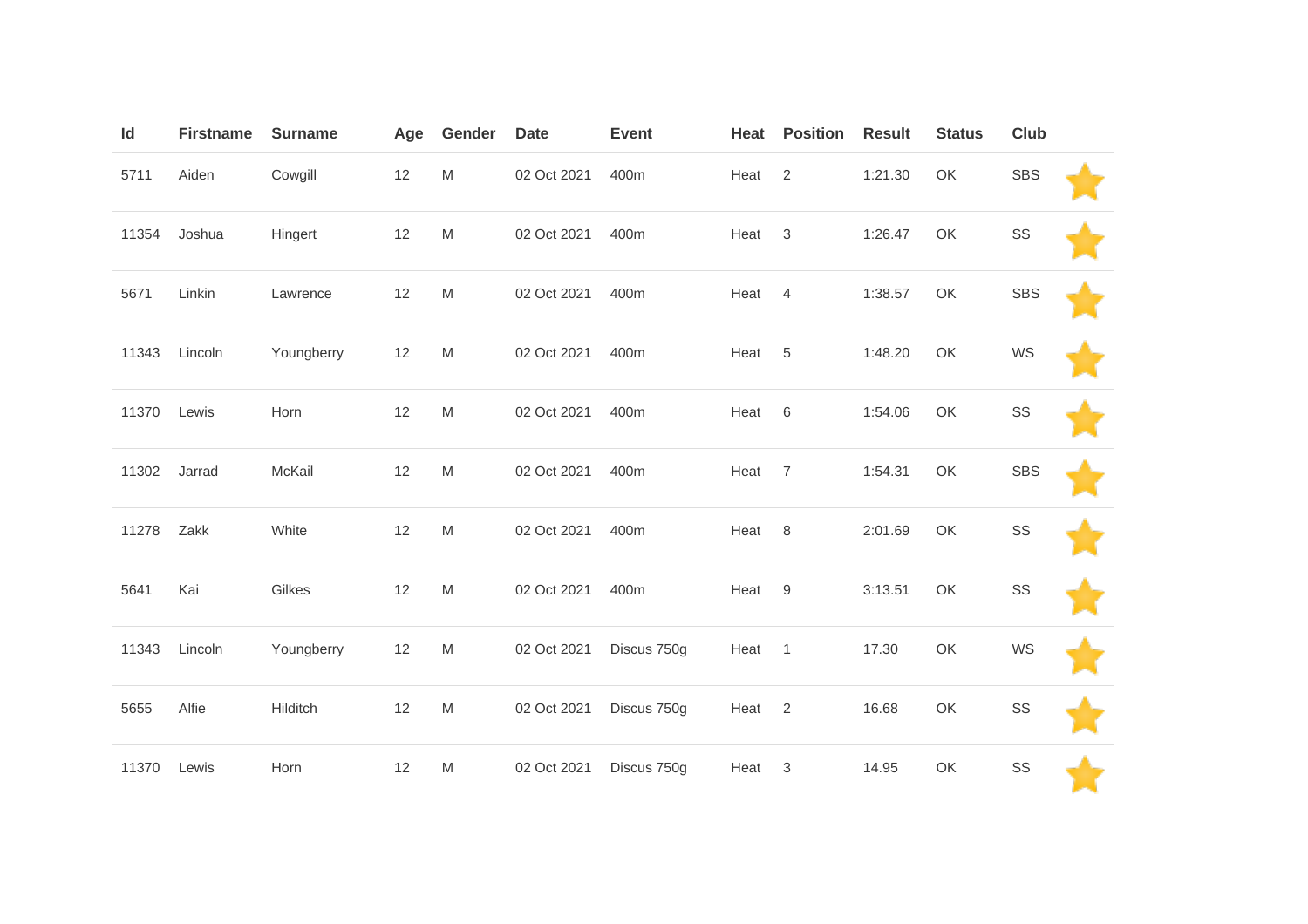| Id | Firstname | Surname | Age | Gender | Date | Event | Heat | Position | Result | Status | Club | |
|---|---|---|---|---|---|---|---|---|---|---|---|---|
| 5711 | Aiden | Cowgill | 12 | M | 02 Oct 2021 | 400m | Heat | 2 | 1:21.30 | OK | SBS | |
| 11354 | Joshua | Hingert | 12 | M | 02 Oct 2021 | 400m | Heat | 3 | 1:26.47 | OK | SS | |
| 5671 | Linkin | Lawrence | 12 | M | 02 Oct 2021 | 400m | Heat | 4 | 1:38.57 | OK | SBS | |
| 11343 | Lincoln | Youngberry | 12 | M | 02 Oct 2021 | 400m | Heat | 5 | 1:48.20 | OK | WS | |
| 11370 | Lewis | Horn | 12 | M | 02 Oct 2021 | 400m | Heat | 6 | 1:54.06 | OK | SS | |
| 11302 | Jarrad | McKail | 12 | M | 02 Oct 2021 | 400m | Heat | 7 | 1:54.31 | OK | SBS | |
| 11278 | Zakk | White | 12 | M | 02 Oct 2021 | 400m | Heat | 8 | 2:01.69 | OK | SS | |
| 5641 | Kai | Gilkes | 12 | M | 02 Oct 2021 | 400m | Heat | 9 | 3:13.51 | OK | SS | |
| 11343 | Lincoln | Youngberry | 12 | M | 02 Oct 2021 | Discus 750g | Heat | 1 | 17.30 | OK | WS | |
| 5655 | Alfie | Hilditch | 12 | M | 02 Oct 2021 | Discus 750g | Heat | 2 | 16.68 | OK | SS | |
| 11370 | Lewis | Horn | 12 | M | 02 Oct 2021 | Discus 750g | Heat | 3 | 14.95 | OK | SS | |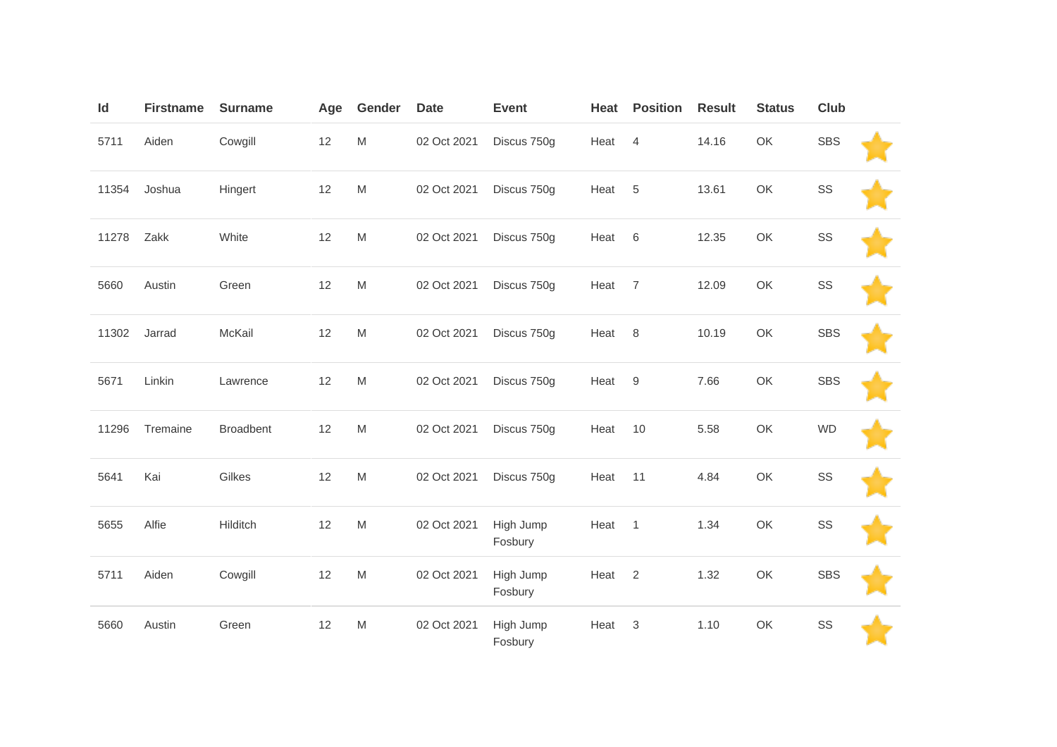| Id | Firstname | Surname | Age | Gender | Date | Event | Heat | Position | Result | Status | Club | |
|---|---|---|---|---|---|---|---|---|---|---|---|---|
| 5711 | Aiden | Cowgill | 12 | M | 02 Oct 2021 | Discus 750g | Heat | 4 | 14.16 | OK | SBS | |
| 11354 | Joshua | Hingert | 12 | M | 02 Oct 2021 | Discus 750g | Heat | 5 | 13.61 | OK | SS | |
| 11278 | Zakk | White | 12 | M | 02 Oct 2021 | Discus 750g | Heat | 6 | 12.35 | OK | SS | |
| 5660 | Austin | Green | 12 | M | 02 Oct 2021 | Discus 750g | Heat | 7 | 12.09 | OK | SS | |
| 11302 | Jarrad | McKail | 12 | M | 02 Oct 2021 | Discus 750g | Heat | 8 | 10.19 | OK | SBS | |
| 5671 | Linkin | Lawrence | 12 | M | 02 Oct 2021 | Discus 750g | Heat | 9 | 7.66 | OK | SBS | |
| 11296 | Tremaine | Broadbent | 12 | M | 02 Oct 2021 | Discus 750g | Heat | 10 | 5.58 | OK | WD | |
| 5641 | Kai | Gilkes | 12 | M | 02 Oct 2021 | Discus 750g | Heat | 11 | 4.84 | OK | SS | |
| 5655 | Alfie | Hilditch | 12 | M | 02 Oct 2021 | High Jump Fosbury | Heat | 1 | 1.34 | OK | SS | |
| 5711 | Aiden | Cowgill | 12 | M | 02 Oct 2021 | High Jump Fosbury | Heat | 2 | 1.32 | OK | SBS | |
| 5660 | Austin | Green | 12 | M | 02 Oct 2021 | High Jump Fosbury | Heat | 3 | 1.10 | OK | SS | |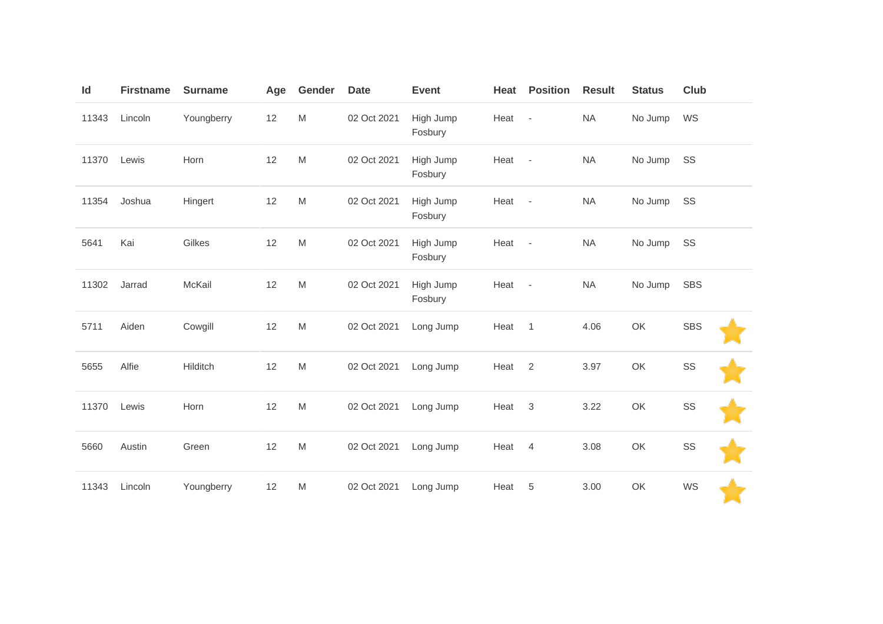| Id | Firstname | Surname | Age | Gender | Date | Event | Heat | Position | Result | Status | Club | |
|---|---|---|---|---|---|---|---|---|---|---|---|---|
| 11343 | Lincoln | Youngberry | 12 | M | 02 Oct 2021 | High Jump Fosbury | Heat | - | NA | No Jump | WS | |
| 11370 | Lewis | Horn | 12 | M | 02 Oct 2021 | High Jump Fosbury | Heat | - | NA | No Jump | SS | |
| 11354 | Joshua | Hingert | 12 | M | 02 Oct 2021 | High Jump Fosbury | Heat | - | NA | No Jump | SS | |
| 5641 | Kai | Gilkes | 12 | M | 02 Oct 2021 | High Jump Fosbury | Heat | - | NA | No Jump | SS | |
| 11302 | Jarrad | McKail | 12 | M | 02 Oct 2021 | High Jump Fosbury | Heat | - | NA | No Jump | SBS | |
| 5711 | Aiden | Cowgill | 12 | M | 02 Oct 2021 | Long Jump | Heat | 1 | 4.06 | OK | SBS | ⭐ |
| 5655 | Alfie | Hilditch | 12 | M | 02 Oct 2021 | Long Jump | Heat | 2 | 3.97 | OK | SS | ⭐ |
| 11370 | Lewis | Horn | 12 | M | 02 Oct 2021 | Long Jump | Heat | 3 | 3.22 | OK | SS | ⭐ |
| 5660 | Austin | Green | 12 | M | 02 Oct 2021 | Long Jump | Heat | 4 | 3.08 | OK | SS | ⭐ |
| 11343 | Lincoln | Youngberry | 12 | M | 02 Oct 2021 | Long Jump | Heat | 5 | 3.00 | OK | WS | ⭐ |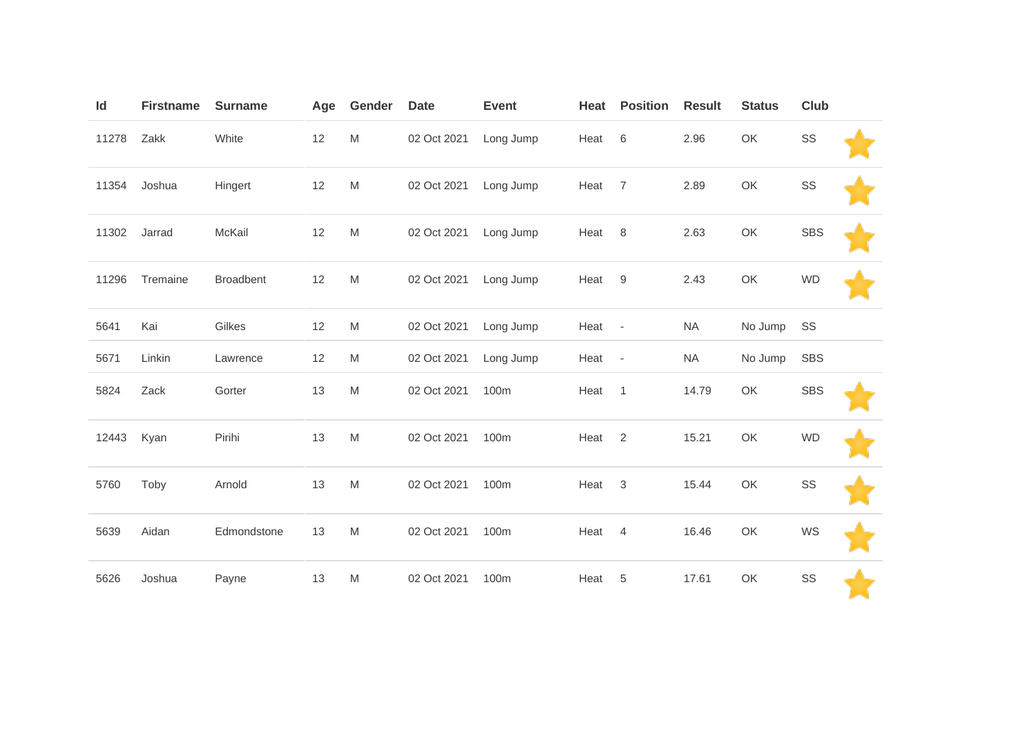| Id | Firstname | Surname | Age | Gender | Date | Event | Heat | Position | Result | Status | Club | |
|---|---|---|---|---|---|---|---|---|---|---|---|---|
| 11278 | Zakk | White | 12 | M | 02 Oct 2021 | Long Jump | Heat | 6 | 2.96 | OK | SS | |
| 11354 | Joshua | Hingert | 12 | M | 02 Oct 2021 | Long Jump | Heat | 7 | 2.89 | OK | SS | |
| 11302 | Jarrad | McKail | 12 | M | 02 Oct 2021 | Long Jump | Heat | 8 | 2.63 | OK | SBS | |
| 11296 | Tremaine | Broadbent | 12 | M | 02 Oct 2021 | Long Jump | Heat | 9 | 2.43 | OK | WD | |
| 5641 | Kai | Gilkes | 12 | M | 02 Oct 2021 | Long Jump | Heat | - | NA | No Jump | SS | |
| 5671 | Linkin | Lawrence | 12 | M | 02 Oct 2021 | Long Jump | Heat | - | NA | No Jump | SBS | |
| 5824 | Zack | Gorter | 13 | M | 02 Oct 2021 | 100m | Heat | 1 | 14.79 | OK | SBS | |
| 12443 | Kyan | Pirihi | 13 | M | 02 Oct 2021 | 100m | Heat | 2 | 15.21 | OK | WD | |
| 5760 | Toby | Arnold | 13 | M | 02 Oct 2021 | 100m | Heat | 3 | 15.44 | OK | SS | |
| 5639 | Aidan | Edmondstone | 13 | M | 02 Oct 2021 | 100m | Heat | 4 | 16.46 | OK | WS | |
| 5626 | Joshua | Payne | 13 | M | 02 Oct 2021 | 100m | Heat | 5 | 17.61 | OK | SS | |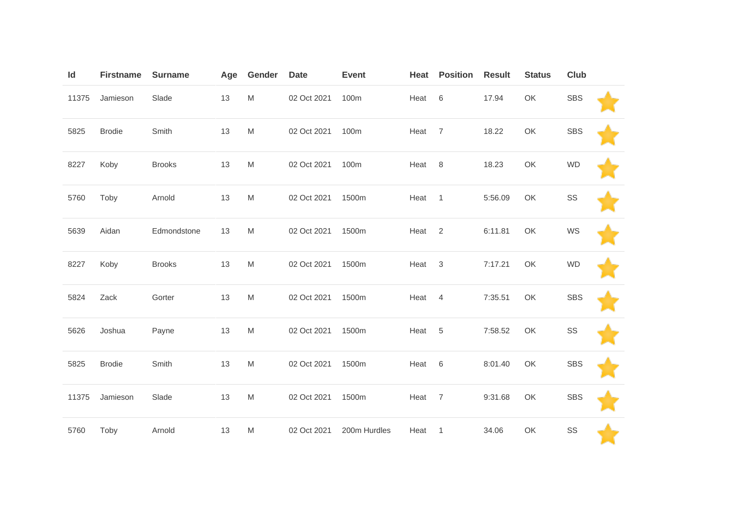| Id | Firstname | Surname | Age | Gender | Date | Event | Heat | Position | Result | Status | Club |
|---|---|---|---|---|---|---|---|---|---|---|---|
| 11375 | Jamieson | Slade | 13 | M | 02 Oct 2021 | 100m | Heat | 6 | 17.94 | OK | SBS |
| 5825 | Brodie | Smith | 13 | M | 02 Oct 2021 | 100m | Heat | 7 | 18.22 | OK | SBS |
| 8227 | Koby | Brooks | 13 | M | 02 Oct 2021 | 100m | Heat | 8 | 18.23 | OK | WD |
| 5760 | Toby | Arnold | 13 | M | 02 Oct 2021 | 1500m | Heat | 1 | 5:56.09 | OK | SS |
| 5639 | Aidan | Edmondstone | 13 | M | 02 Oct 2021 | 1500m | Heat | 2 | 6:11.81 | OK | WS |
| 8227 | Koby | Brooks | 13 | M | 02 Oct 2021 | 1500m | Heat | 3 | 7:17.21 | OK | WD |
| 5824 | Zack | Gorter | 13 | M | 02 Oct 2021 | 1500m | Heat | 4 | 7:35.51 | OK | SBS |
| 5626 | Joshua | Payne | 13 | M | 02 Oct 2021 | 1500m | Heat | 5 | 7:58.52 | OK | SS |
| 5825 | Brodie | Smith | 13 | M | 02 Oct 2021 | 1500m | Heat | 6 | 8:01.40 | OK | SBS |
| 11375 | Jamieson | Slade | 13 | M | 02 Oct 2021 | 1500m | Heat | 7 | 9:31.68 | OK | SBS |
| 5760 | Toby | Arnold | 13 | M | 02 Oct 2021 | 200m Hurdles | Heat | 1 | 34.06 | OK | SS |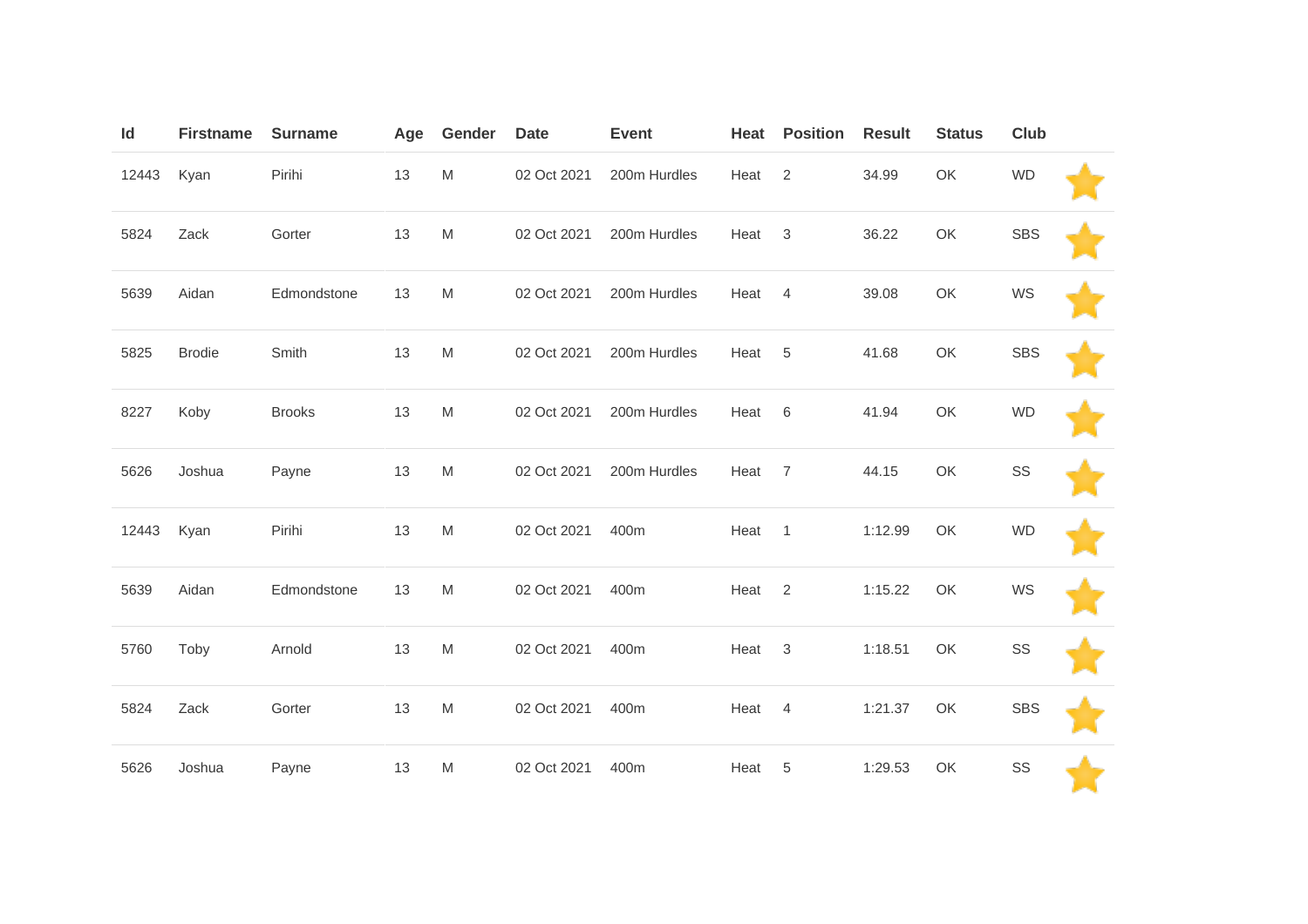| Id | Firstname | Surname | Age | Gender | Date | Event | Heat | Position | Result | Status | Club | |
|---|---|---|---|---|---|---|---|---|---|---|---|---|
| 12443 | Kyan | Pirihi | 13 | M | 02 Oct 2021 | 200m Hurdles | Heat | 2 | 34.99 | OK | WD | |
| 5824 | Zack | Gorter | 13 | M | 02 Oct 2021 | 200m Hurdles | Heat | 3 | 36.22 | OK | SBS | |
| 5639 | Aidan | Edmondstone | 13 | M | 02 Oct 2021 | 200m Hurdles | Heat | 4 | 39.08 | OK | WS | |
| 5825 | Brodie | Smith | 13 | M | 02 Oct 2021 | 200m Hurdles | Heat | 5 | 41.68 | OK | SBS | |
| 8227 | Koby | Brooks | 13 | M | 02 Oct 2021 | 200m Hurdles | Heat | 6 | 41.94 | OK | WD | |
| 5626 | Joshua | Payne | 13 | M | 02 Oct 2021 | 200m Hurdles | Heat | 7 | 44.15 | OK | SS | |
| 12443 | Kyan | Pirihi | 13 | M | 02 Oct 2021 | 400m | Heat | 1 | 1:12.99 | OK | WD | |
| 5639 | Aidan | Edmondstone | 13 | M | 02 Oct 2021 | 400m | Heat | 2 | 1:15.22 | OK | WS | |
| 5760 | Toby | Arnold | 13 | M | 02 Oct 2021 | 400m | Heat | 3 | 1:18.51 | OK | SS | |
| 5824 | Zack | Gorter | 13 | M | 02 Oct 2021 | 400m | Heat | 4 | 1:21.37 | OK | SBS | |
| 5626 | Joshua | Payne | 13 | M | 02 Oct 2021 | 400m | Heat | 5 | 1:29.53 | OK | SS | |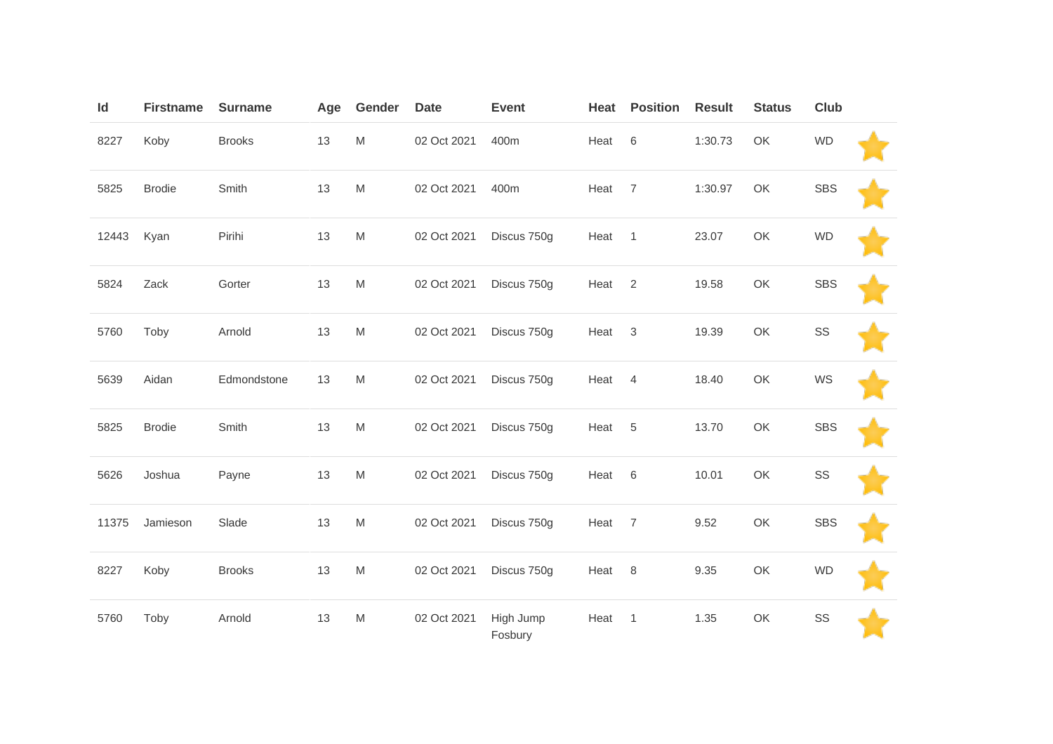| Id | Firstname | Surname | Age | Gender | Date | Event | Heat | Position | Result | Status | Club | |
|---|---|---|---|---|---|---|---|---|---|---|---|---|
| 8227 | Koby | Brooks | 13 | M | 02 Oct 2021 | 400m | Heat | 6 | 1:30.73 | OK | WD | |
| 5825 | Brodie | Smith | 13 | M | 02 Oct 2021 | 400m | Heat | 7 | 1:30.97 | OK | SBS | |
| 12443 | Kyan | Pirihi | 13 | M | 02 Oct 2021 | Discus 750g | Heat | 1 | 23.07 | OK | WD | |
| 5824 | Zack | Gorter | 13 | M | 02 Oct 2021 | Discus 750g | Heat | 2 | 19.58 | OK | SBS | |
| 5760 | Toby | Arnold | 13 | M | 02 Oct 2021 | Discus 750g | Heat | 3 | 19.39 | OK | SS | |
| 5639 | Aidan | Edmondstone | 13 | M | 02 Oct 2021 | Discus 750g | Heat | 4 | 18.40 | OK | WS | |
| 5825 | Brodie | Smith | 13 | M | 02 Oct 2021 | Discus 750g | Heat | 5 | 13.70 | OK | SBS | |
| 5626 | Joshua | Payne | 13 | M | 02 Oct 2021 | Discus 750g | Heat | 6 | 10.01 | OK | SS | |
| 11375 | Jamieson | Slade | 13 | M | 02 Oct 2021 | Discus 750g | Heat | 7 | 9.52 | OK | SBS | |
| 8227 | Koby | Brooks | 13 | M | 02 Oct 2021 | Discus 750g | Heat | 8 | 9.35 | OK | WD | |
| 5760 | Toby | Arnold | 13 | M | 02 Oct 2021 | High Jump Fosbury | Heat | 1 | 1.35 | OK | SS | |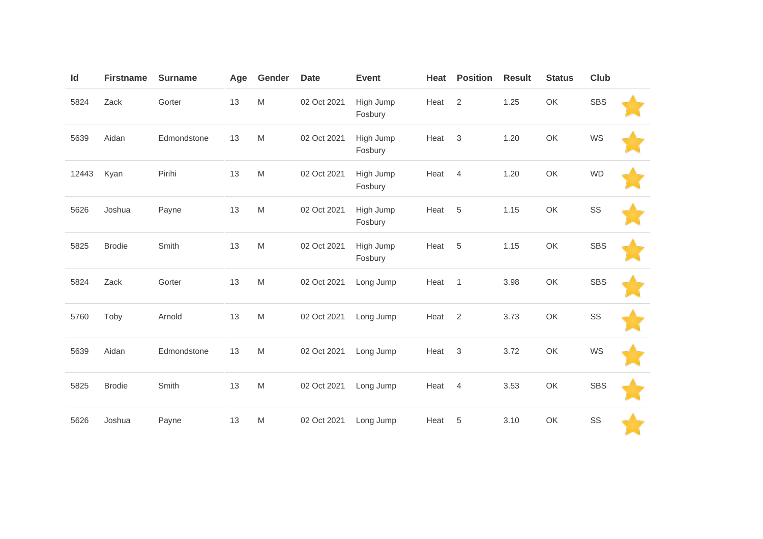| Id | Firstname | Surname | Age | Gender | Date | Event | Heat | Position | Result | Status | Club | |
|---|---|---|---|---|---|---|---|---|---|---|---|---|
| 5824 | Zack | Gorter | 13 | M | 02 Oct 2021 | High Jump Fosbury | Heat | 2 | 1.25 | OK | SBS | |
| 5639 | Aidan | Edmondstone | 13 | M | 02 Oct 2021 | High Jump Fosbury | Heat | 3 | 1.20 | OK | WS | |
| 12443 | Kyan | Pirihi | 13 | M | 02 Oct 2021 | High Jump Fosbury | Heat | 4 | 1.20 | OK | WD | |
| 5626 | Joshua | Payne | 13 | M | 02 Oct 2021 | High Jump Fosbury | Heat | 5 | 1.15 | OK | SS | |
| 5825 | Brodie | Smith | 13 | M | 02 Oct 2021 | High Jump Fosbury | Heat | 5 | 1.15 | OK | SBS | |
| 5824 | Zack | Gorter | 13 | M | 02 Oct 2021 | Long Jump | Heat | 1 | 3.98 | OK | SBS | |
| 5760 | Toby | Arnold | 13 | M | 02 Oct 2021 | Long Jump | Heat | 2 | 3.73 | OK | SS | |
| 5639 | Aidan | Edmondstone | 13 | M | 02 Oct 2021 | Long Jump | Heat | 3 | 3.72 | OK | WS | |
| 5825 | Brodie | Smith | 13 | M | 02 Oct 2021 | Long Jump | Heat | 4 | 3.53 | OK | SBS | |
| 5626 | Joshua | Payne | 13 | M | 02 Oct 2021 | Long Jump | Heat | 5 | 3.10 | OK | SS | |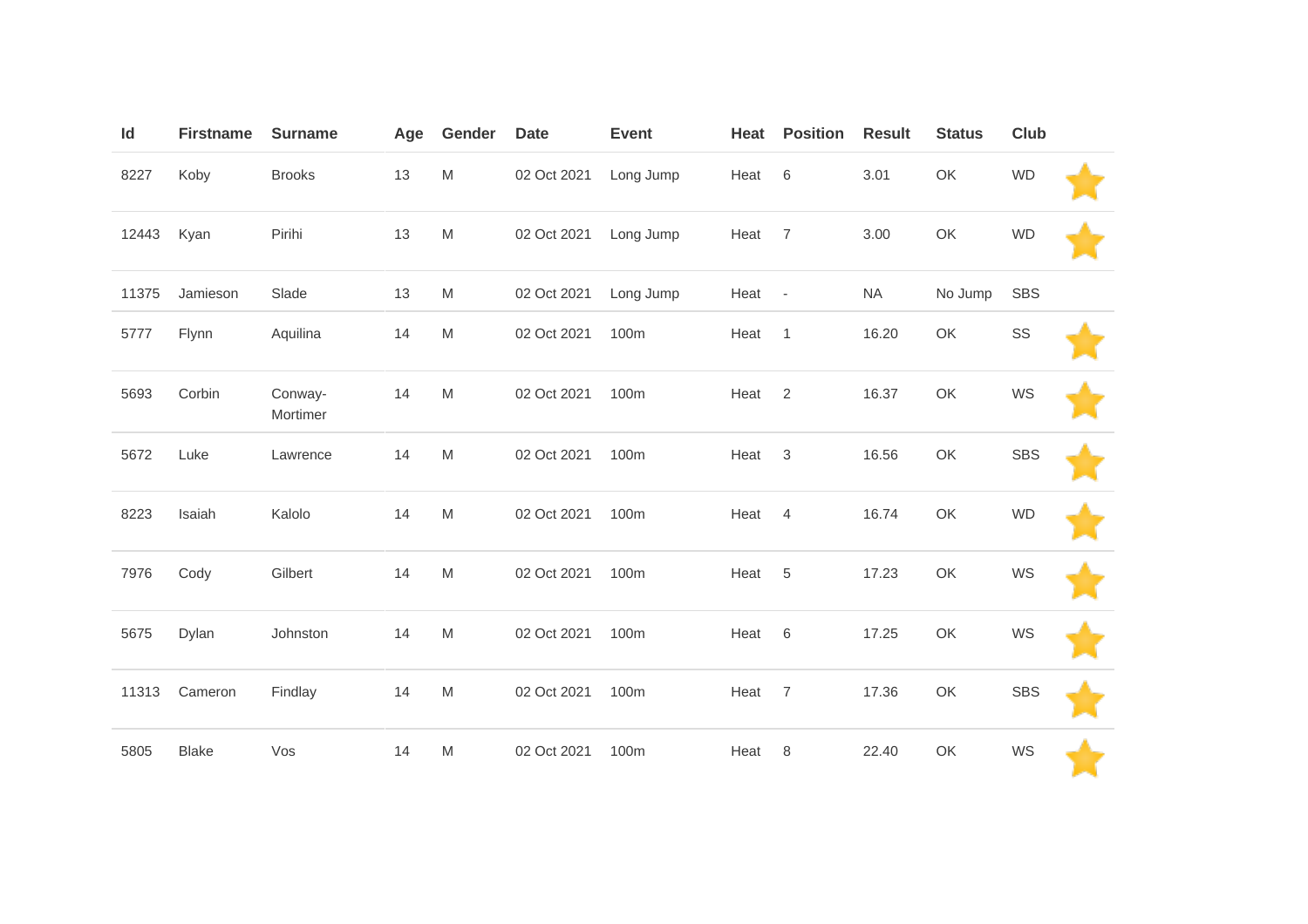| Id | Firstname | Surname | Age | Gender | Date | Event | Heat | Position | Result | Status | Club | |
|---|---|---|---|---|---|---|---|---|---|---|---|---|
| 8227 | Koby | Brooks | 13 | M | 02 Oct 2021 | Long Jump | Heat | 6 | 3.01 | OK | WD | ⭐ |
| 12443 | Kyan | Pirihi | 13 | M | 02 Oct 2021 | Long Jump | Heat | 7 | 3.00 | OK | WD | ⭐ |
| 11375 | Jamieson | Slade | 13 | M | 02 Oct 2021 | Long Jump | Heat | - | NA | No Jump | SBS | |
| 5777 | Flynn | Aquilina | 14 | M | 02 Oct 2021 | 100m | Heat | 1 | 16.20 | OK | SS | ⭐ |
| 5693 | Corbin | Conway-Mortimer | 14 | M | 02 Oct 2021 | 100m | Heat | 2 | 16.37 | OK | WS | ⭐ |
| 5672 | Luke | Lawrence | 14 | M | 02 Oct 2021 | 100m | Heat | 3 | 16.56 | OK | SBS | ⭐ |
| 8223 | Isaiah | Kalolo | 14 | M | 02 Oct 2021 | 100m | Heat | 4 | 16.74 | OK | WD | ⭐ |
| 7976 | Cody | Gilbert | 14 | M | 02 Oct 2021 | 100m | Heat | 5 | 17.23 | OK | WS | ⭐ |
| 5675 | Dylan | Johnston | 14 | M | 02 Oct 2021 | 100m | Heat | 6 | 17.25 | OK | WS | ⭐ |
| 11313 | Cameron | Findlay | 14 | M | 02 Oct 2021 | 100m | Heat | 7 | 17.36 | OK | SBS | ⭐ |
| 5805 | Blake | Vos | 14 | M | 02 Oct 2021 | 100m | Heat | 8 | 22.40 | OK | WS | ⭐ |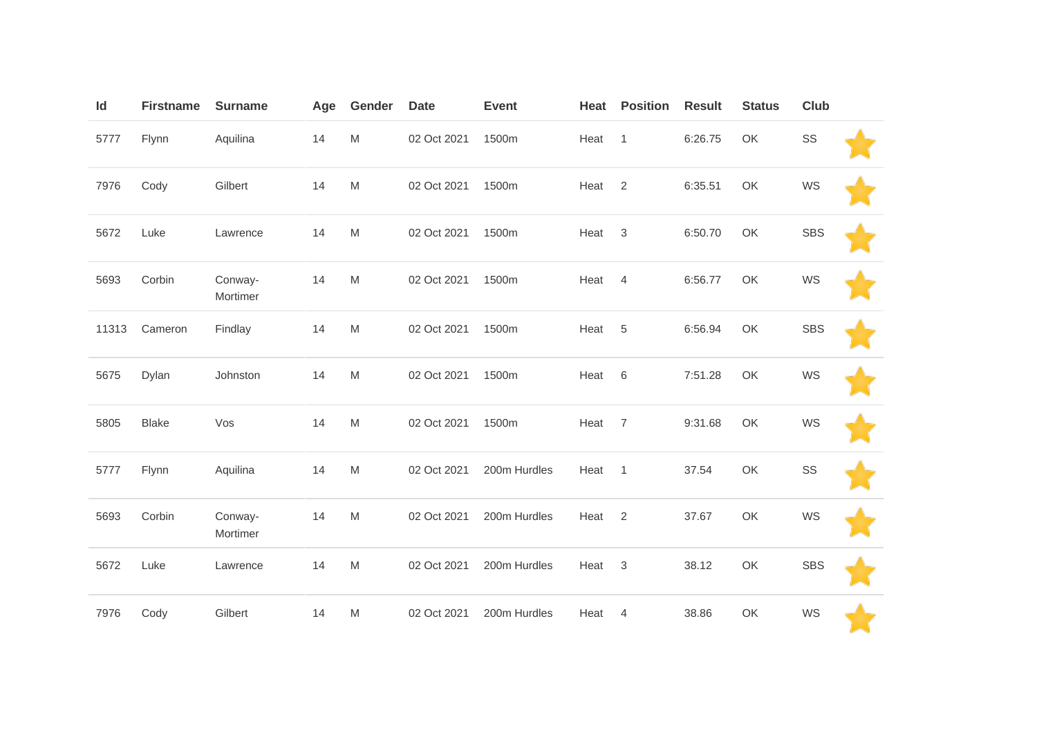| Id | Firstname | Surname | Age | Gender | Date | Event | Heat | Position | Result | Status | Club | |
|---|---|---|---|---|---|---|---|---|---|---|---|---|
| 5777 | Flynn | Aquilina | 14 | M | 02 Oct 2021 | 1500m | Heat | 1 | 6:26.75 | OK | SS | |
| 7976 | Cody | Gilbert | 14 | M | 02 Oct 2021 | 1500m | Heat | 2 | 6:35.51 | OK | WS | |
| 5672 | Luke | Lawrence | 14 | M | 02 Oct 2021 | 1500m | Heat | 3 | 6:50.70 | OK | SBS | |
| 5693 | Corbin | Conway-Mortimer | 14 | M | 02 Oct 2021 | 1500m | Heat | 4 | 6:56.77 | OK | WS | |
| 11313 | Cameron | Findlay | 14 | M | 02 Oct 2021 | 1500m | Heat | 5 | 6:56.94 | OK | SBS | |
| 5675 | Dylan | Johnston | 14 | M | 02 Oct 2021 | 1500m | Heat | 6 | 7:51.28 | OK | WS | |
| 5805 | Blake | Vos | 14 | M | 02 Oct 2021 | 1500m | Heat | 7 | 9:31.68 | OK | WS | |
| 5777 | Flynn | Aquilina | 14 | M | 02 Oct 2021 | 200m Hurdles | Heat | 1 | 37.54 | OK | SS | |
| 5693 | Corbin | Conway-Mortimer | 14 | M | 02 Oct 2021 | 200m Hurdles | Heat | 2 | 37.67 | OK | WS | |
| 5672 | Luke | Lawrence | 14 | M | 02 Oct 2021 | 200m Hurdles | Heat | 3 | 38.12 | OK | SBS | |
| 7976 | Cody | Gilbert | 14 | M | 02 Oct 2021 | 200m Hurdles | Heat | 4 | 38.86 | OK | WS | |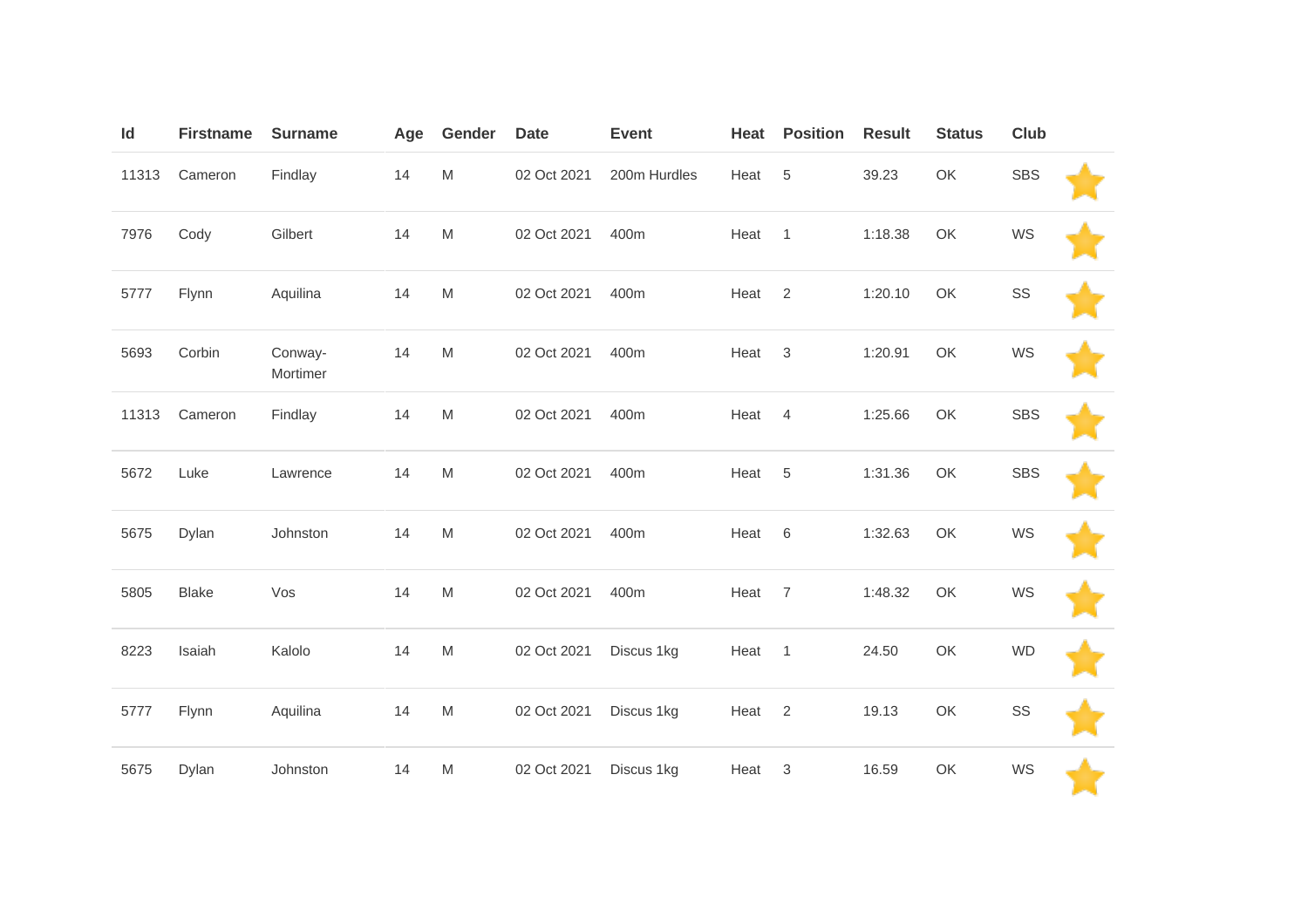| Id | Firstname | Surname | Age | Gender | Date | Event | Heat | Position | Result | Status | Club | |
|---|---|---|---|---|---|---|---|---|---|---|---|---|
| 11313 | Cameron | Findlay | 14 | M | 02 Oct 2021 | 200m Hurdles | Heat | 5 | 39.23 | OK | SBS | |
| 7976 | Cody | Gilbert | 14 | M | 02 Oct 2021 | 400m | Heat | 1 | 1:18.38 | OK | WS | |
| 5777 | Flynn | Aquilina | 14 | M | 02 Oct 2021 | 400m | Heat | 2 | 1:20.10 | OK | SS | |
| 5693 | Corbin | Conway-Mortimer | 14 | M | 02 Oct 2021 | 400m | Heat | 3 | 1:20.91 | OK | WS | |
| 11313 | Cameron | Findlay | 14 | M | 02 Oct 2021 | 400m | Heat | 4 | 1:25.66 | OK | SBS | |
| 5672 | Luke | Lawrence | 14 | M | 02 Oct 2021 | 400m | Heat | 5 | 1:31.36 | OK | SBS | |
| 5675 | Dylan | Johnston | 14 | M | 02 Oct 2021 | 400m | Heat | 6 | 1:32.63 | OK | WS | |
| 5805 | Blake | Vos | 14 | M | 02 Oct 2021 | 400m | Heat | 7 | 1:48.32 | OK | WS | |
| 8223 | Isaiah | Kalolo | 14 | M | 02 Oct 2021 | Discus 1kg | Heat | 1 | 24.50 | OK | WD | |
| 5777 | Flynn | Aquilina | 14 | M | 02 Oct 2021 | Discus 1kg | Heat | 2 | 19.13 | OK | SS | |
| 5675 | Dylan | Johnston | 14 | M | 02 Oct 2021 | Discus 1kg | Heat | 3 | 16.59 | OK | WS | |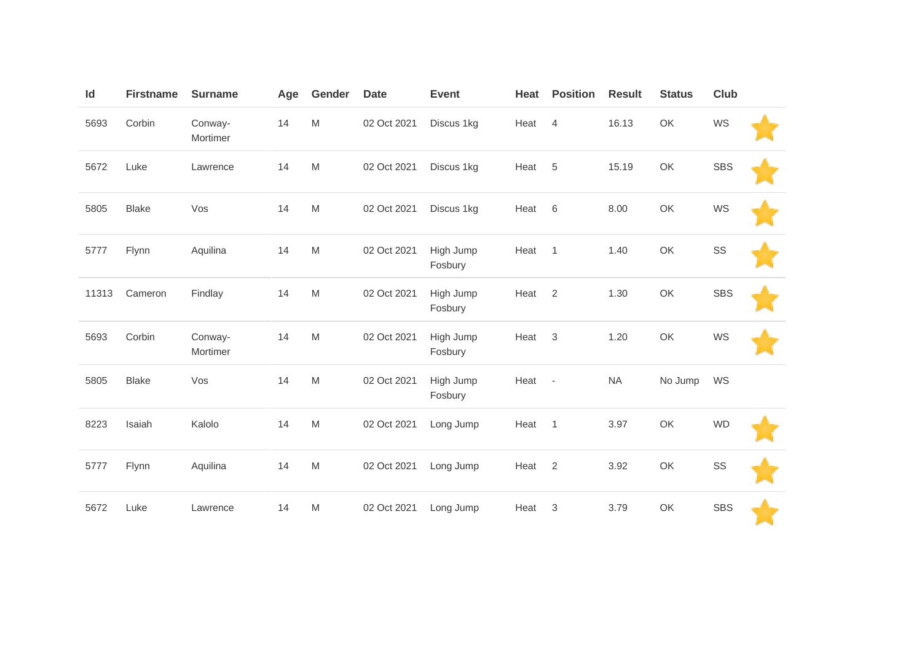| Id | Firstname | Surname | Age | Gender | Date | Event | Heat | Position | Result | Status | Club | |
|---|---|---|---|---|---|---|---|---|---|---|---|---|
| 5693 | Corbin | Conway-Mortimer | 14 | M | 02 Oct 2021 | Discus 1kg | Heat | 4 | 16.13 | OK | WS | |
| 5672 | Luke | Lawrence | 14 | M | 02 Oct 2021 | Discus 1kg | Heat | 5 | 15.19 | OK | SBS | |
| 5805 | Blake | Vos | 14 | M | 02 Oct 2021 | Discus 1kg | Heat | 6 | 8.00 | OK | WS | |
| 5777 | Flynn | Aquilina | 14 | M | 02 Oct 2021 | High Jump Fosbury | Heat | 1 | 1.40 | OK | SS | |
| 11313 | Cameron | Findlay | 14 | M | 02 Oct 2021 | High Jump Fosbury | Heat | 2 | 1.30 | OK | SBS | |
| 5693 | Corbin | Conway-Mortimer | 14 | M | 02 Oct 2021 | High Jump Fosbury | Heat | 3 | 1.20 | OK | WS | |
| 5805 | Blake | Vos | 14 | M | 02 Oct 2021 | High Jump Fosbury | Heat | - | NA | No Jump | WS | |
| 8223 | Isaiah | Kalolo | 14 | M | 02 Oct 2021 | Long Jump | Heat | 1 | 3.97 | OK | WD | |
| 5777 | Flynn | Aquilina | 14 | M | 02 Oct 2021 | Long Jump | Heat | 2 | 3.92 | OK | SS | |
| 5672 | Luke | Lawrence | 14 | M | 02 Oct 2021 | Long Jump | Heat | 3 | 3.79 | OK | SBS | |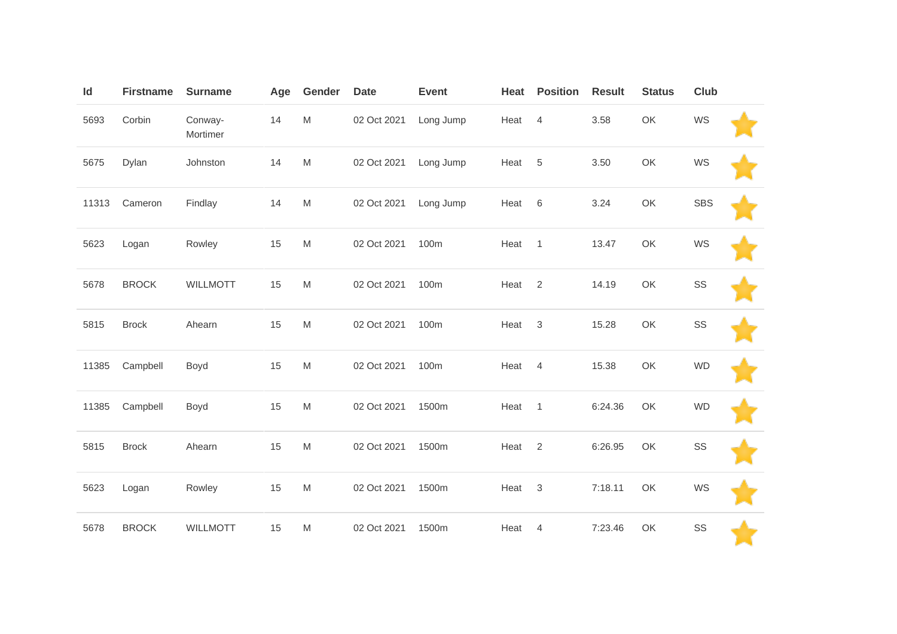| Id | Firstname | Surname | Age | Gender | Date | Event | Heat | Position | Result | Status | Club | |
|---|---|---|---|---|---|---|---|---|---|---|---|---|
| 5693 | Corbin | Conway-Mortimer | 14 | M | 02 Oct 2021 | Long Jump | Heat | 4 | 3.58 | OK | WS | ⭐ |
| 5675 | Dylan | Johnston | 14 | M | 02 Oct 2021 | Long Jump | Heat | 5 | 3.50 | OK | WS | ⭐ |
| 11313 | Cameron | Findlay | 14 | M | 02 Oct 2021 | Long Jump | Heat | 6 | 3.24 | OK | SBS | ⭐ |
| 5623 | Logan | Rowley | 15 | M | 02 Oct 2021 | 100m | Heat | 1 | 13.47 | OK | WS | ⭐ |
| 5678 | BROCK | WILLMOTT | 15 | M | 02 Oct 2021 | 100m | Heat | 2 | 14.19 | OK | SS | ⭐ |
| 5815 | Brock | Ahearn | 15 | M | 02 Oct 2021 | 100m | Heat | 3 | 15.28 | OK | SS | ⭐ |
| 11385 | Campbell | Boyd | 15 | M | 02 Oct 2021 | 100m | Heat | 4 | 15.38 | OK | WD | ⭐ |
| 11385 | Campbell | Boyd | 15 | M | 02 Oct 2021 | 1500m | Heat | 1 | 6:24.36 | OK | WD | ⭐ |
| 5815 | Brock | Ahearn | 15 | M | 02 Oct 2021 | 1500m | Heat | 2 | 6:26.95 | OK | SS | ⭐ |
| 5623 | Logan | Rowley | 15 | M | 02 Oct 2021 | 1500m | Heat | 3 | 7:18.11 | OK | WS | ⭐ |
| 5678 | BROCK | WILLMOTT | 15 | M | 02 Oct 2021 | 1500m | Heat | 4 | 7:23.46 | OK | SS | ⭐ |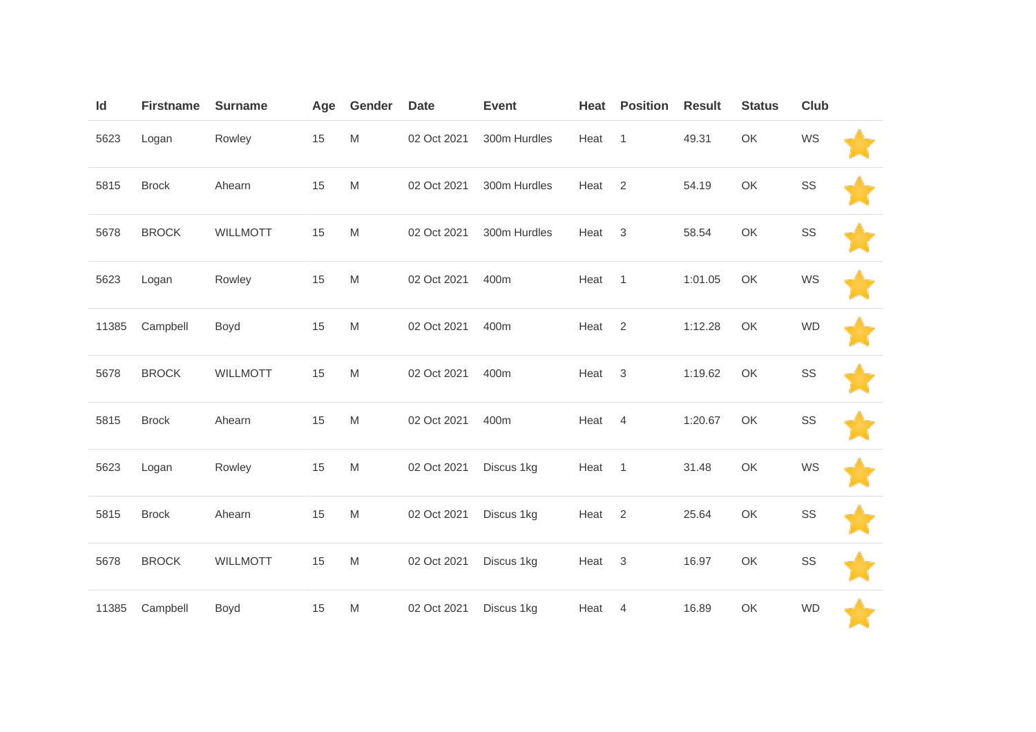| Id | Firstname | Surname | Age | Gender | Date | Event | Heat | Position | Result | Status | Club | |
|---|---|---|---|---|---|---|---|---|---|---|---|---|
| 5623 | Logan | Rowley | 15 | M | 02 Oct 2021 | 300m Hurdles | Heat | 1 | 49.31 | OK | WS | |
| 5815 | Brock | Ahearn | 15 | M | 02 Oct 2021 | 300m Hurdles | Heat | 2 | 54.19 | OK | SS | |
| 5678 | BROCK | WILLMOTT | 15 | M | 02 Oct 2021 | 300m Hurdles | Heat | 3 | 58.54 | OK | SS | |
| 5623 | Logan | Rowley | 15 | M | 02 Oct 2021 | 400m | Heat | 1 | 1:01.05 | OK | WS | |
| 11385 | Campbell | Boyd | 15 | M | 02 Oct 2021 | 400m | Heat | 2 | 1:12.28 | OK | WD | |
| 5678 | BROCK | WILLMOTT | 15 | M | 02 Oct 2021 | 400m | Heat | 3 | 1:19.62 | OK | SS | |
| 5815 | Brock | Ahearn | 15 | M | 02 Oct 2021 | 400m | Heat | 4 | 1:20.67 | OK | SS | |
| 5623 | Logan | Rowley | 15 | M | 02 Oct 2021 | Discus 1kg | Heat | 1 | 31.48 | OK | WS | |
| 5815 | Brock | Ahearn | 15 | M | 02 Oct 2021 | Discus 1kg | Heat | 2 | 25.64 | OK | SS | |
| 5678 | BROCK | WILLMOTT | 15 | M | 02 Oct 2021 | Discus 1kg | Heat | 3 | 16.97 | OK | SS | |
| 11385 | Campbell | Boyd | 15 | M | 02 Oct 2021 | Discus 1kg | Heat | 4 | 16.89 | OK | WD | |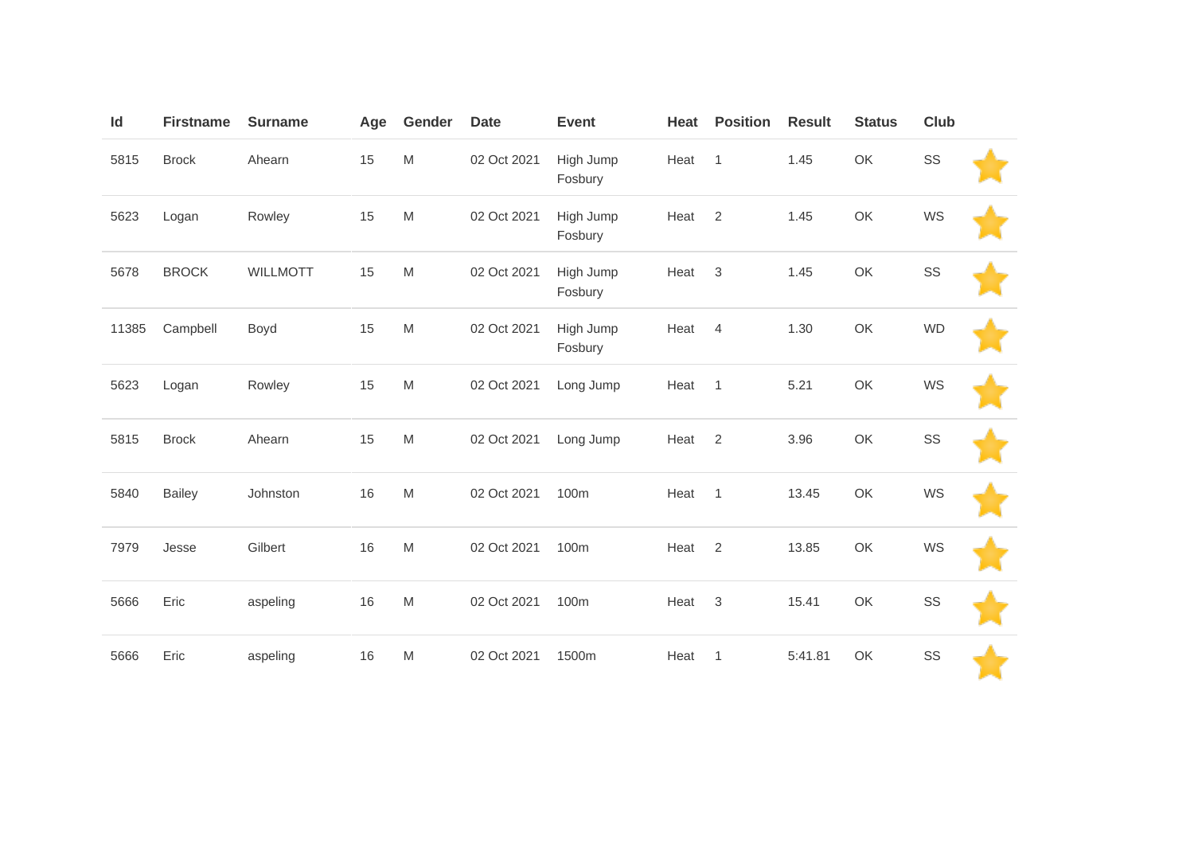| Id | Firstname | Surname | Age | Gender | Date | Event | Heat | Position | Result | Status | Club |  |
|---|---|---|---|---|---|---|---|---|---|---|---|---|
| 5815 | Brock | Ahearn | 15 | M | 02 Oct 2021 | High Jump Fosbury | Heat | 1 | 1.45 | OK | SS |  |
| 5623 | Logan | Rowley | 15 | M | 02 Oct 2021 | High Jump Fosbury | Heat | 2 | 1.45 | OK | WS |  |
| 5678 | BROCK | WILLMOTT | 15 | M | 02 Oct 2021 | High Jump Fosbury | Heat | 3 | 1.45 | OK | SS |  |
| 11385 | Campbell | Boyd | 15 | M | 02 Oct 2021 | High Jump Fosbury | Heat | 4 | 1.30 | OK | WD |  |
| 5623 | Logan | Rowley | 15 | M | 02 Oct 2021 | Long Jump | Heat | 1 | 5.21 | OK | WS |  |
| 5815 | Brock | Ahearn | 15 | M | 02 Oct 2021 | Long Jump | Heat | 2 | 3.96 | OK | SS |  |
| 5840 | Bailey | Johnston | 16 | M | 02 Oct 2021 | 100m | Heat | 1 | 13.45 | OK | WS |  |
| 7979 | Jesse | Gilbert | 16 | M | 02 Oct 2021 | 100m | Heat | 2 | 13.85 | OK | WS |  |
| 5666 | Eric | aspeling | 16 | M | 02 Oct 2021 | 100m | Heat | 3 | 15.41 | OK | SS |  |
| 5666 | Eric | aspeling | 16 | M | 02 Oct 2021 | 1500m | Heat | 1 | 5:41.81 | OK | SS |  |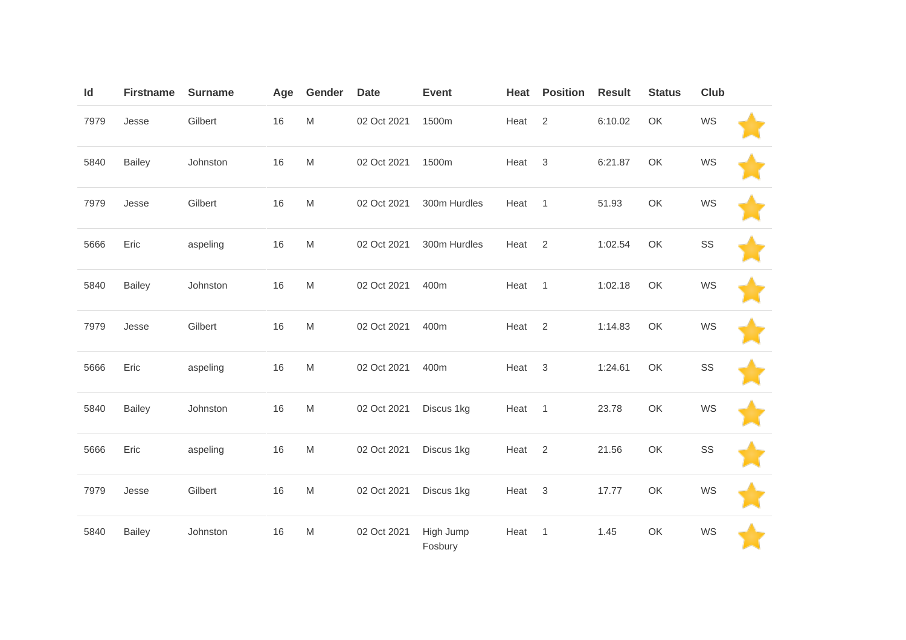| Id | Firstname | Surname | Age | Gender | Date | Event | Heat | Position | Result | Status | Club | |
|---|---|---|---|---|---|---|---|---|---|---|---|---|
| 7979 | Jesse | Gilbert | 16 | M | 02 Oct 2021 | 1500m | Heat | 2 | 6:10.02 | OK | WS | |
| 5840 | Bailey | Johnston | 16 | M | 02 Oct 2021 | 1500m | Heat | 3 | 6:21.87 | OK | WS | |
| 7979 | Jesse | Gilbert | 16 | M | 02 Oct 2021 | 300m Hurdles | Heat | 1 | 51.93 | OK | WS | |
| 5666 | Eric | aspeling | 16 | M | 02 Oct 2021 | 300m Hurdles | Heat | 2 | 1:02.54 | OK | SS | |
| 5840 | Bailey | Johnston | 16 | M | 02 Oct 2021 | 400m | Heat | 1 | 1:02.18 | OK | WS | |
| 7979 | Jesse | Gilbert | 16 | M | 02 Oct 2021 | 400m | Heat | 2 | 1:14.83 | OK | WS | |
| 5666 | Eric | aspeling | 16 | M | 02 Oct 2021 | 400m | Heat | 3 | 1:24.61 | OK | SS | |
| 5840 | Bailey | Johnston | 16 | M | 02 Oct 2021 | Discus 1kg | Heat | 1 | 23.78 | OK | WS | |
| 5666 | Eric | aspeling | 16 | M | 02 Oct 2021 | Discus 1kg | Heat | 2 | 21.56 | OK | SS | |
| 7979 | Jesse | Gilbert | 16 | M | 02 Oct 2021 | Discus 1kg | Heat | 3 | 17.77 | OK | WS | |
| 5840 | Bailey | Johnston | 16 | M | 02 Oct 2021 | High Jump Fosbury | Heat | 1 | 1.45 | OK | WS | |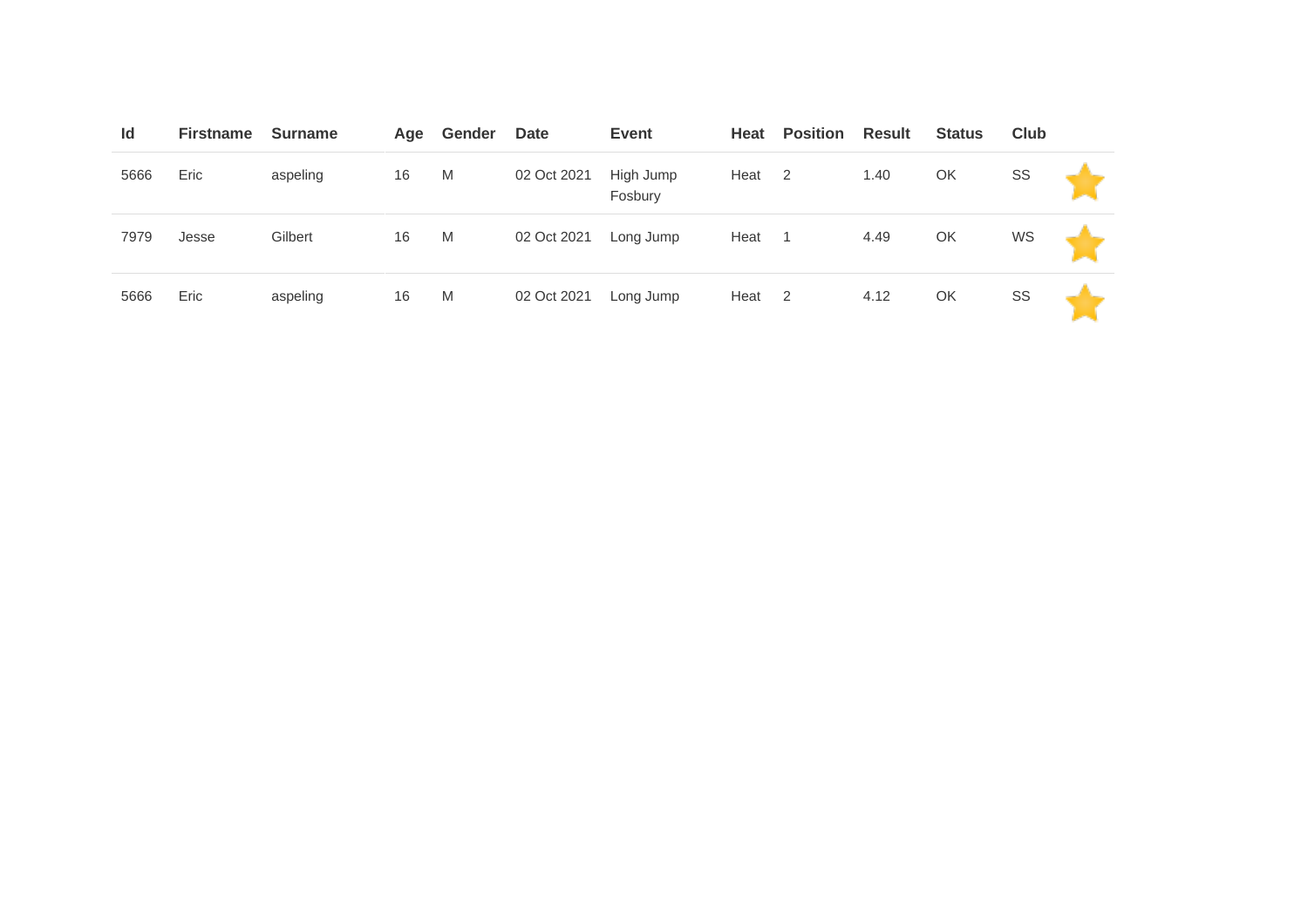| Id | Firstname | Surname | Age | Gender | Date | Event | Heat | Position | Result | Status | Club | |
|---|---|---|---|---|---|---|---|---|---|---|---|---|
| 5666 | Eric | aspeling | 16 | M | 02 Oct 2021 | High Jump Fosbury | Heat | 2 | 1.40 | OK | SS | ⭐ |
| 7979 | Jesse | Gilbert | 16 | M | 02 Oct 2021 | Long Jump | Heat | 1 | 4.49 | OK | WS | ⭐ |
| 5666 | Eric | aspeling | 16 | M | 02 Oct 2021 | Long Jump | Heat | 2 | 4.12 | OK | SS | ⭐ |